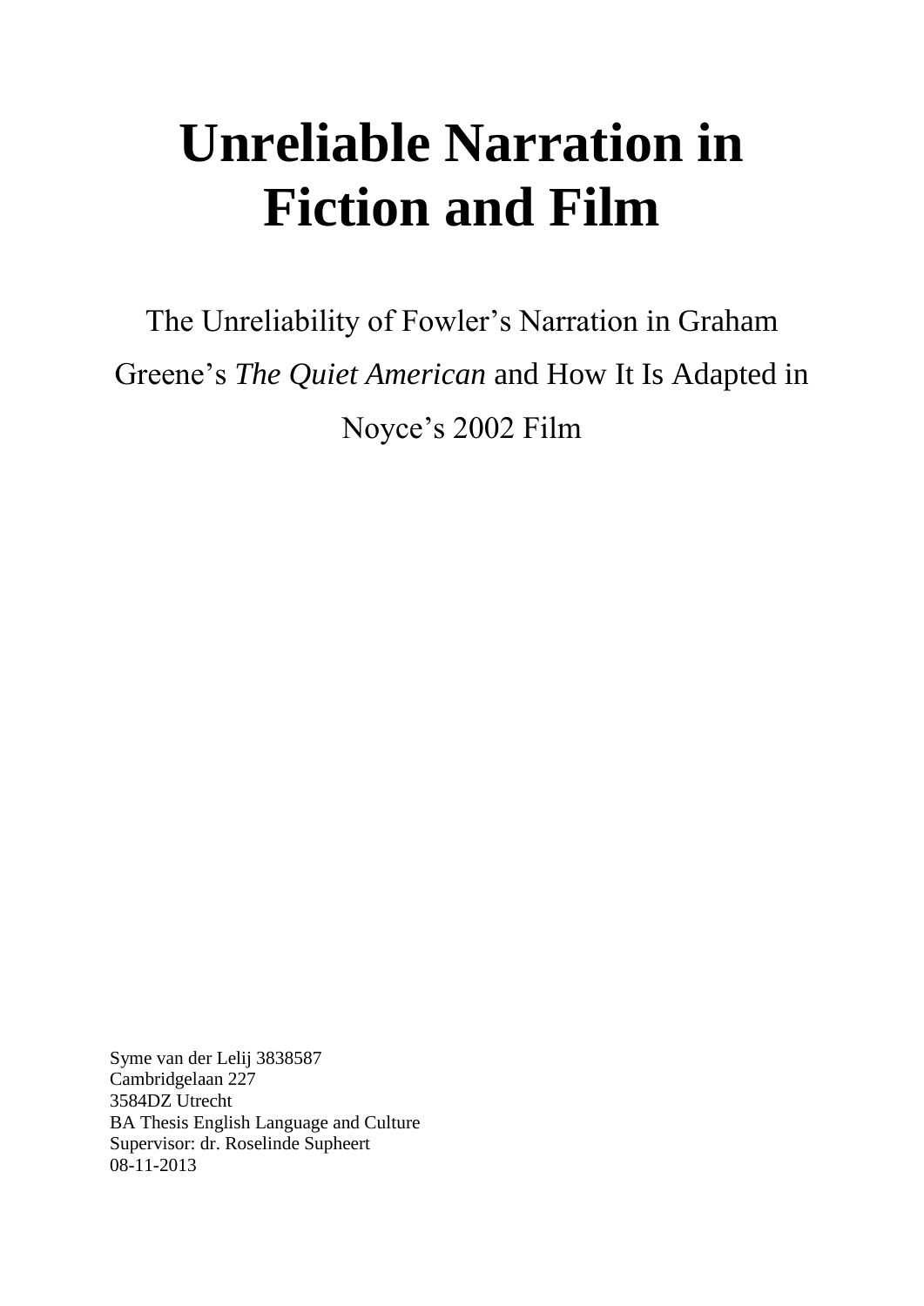# Unreliable Narration in Fiction and Film

The Unreliability of Fowler's Narration in Graham Greene's *The Quiet American* and How It Is Adapted in Noyce's 2002 Film

Syme van der Lelij 3838587
Cambridgelaan 227
3584DZ Utrecht
BA Thesis English Language and Culture
Supervisor: dr. Roselinde Supheert
08-11-2013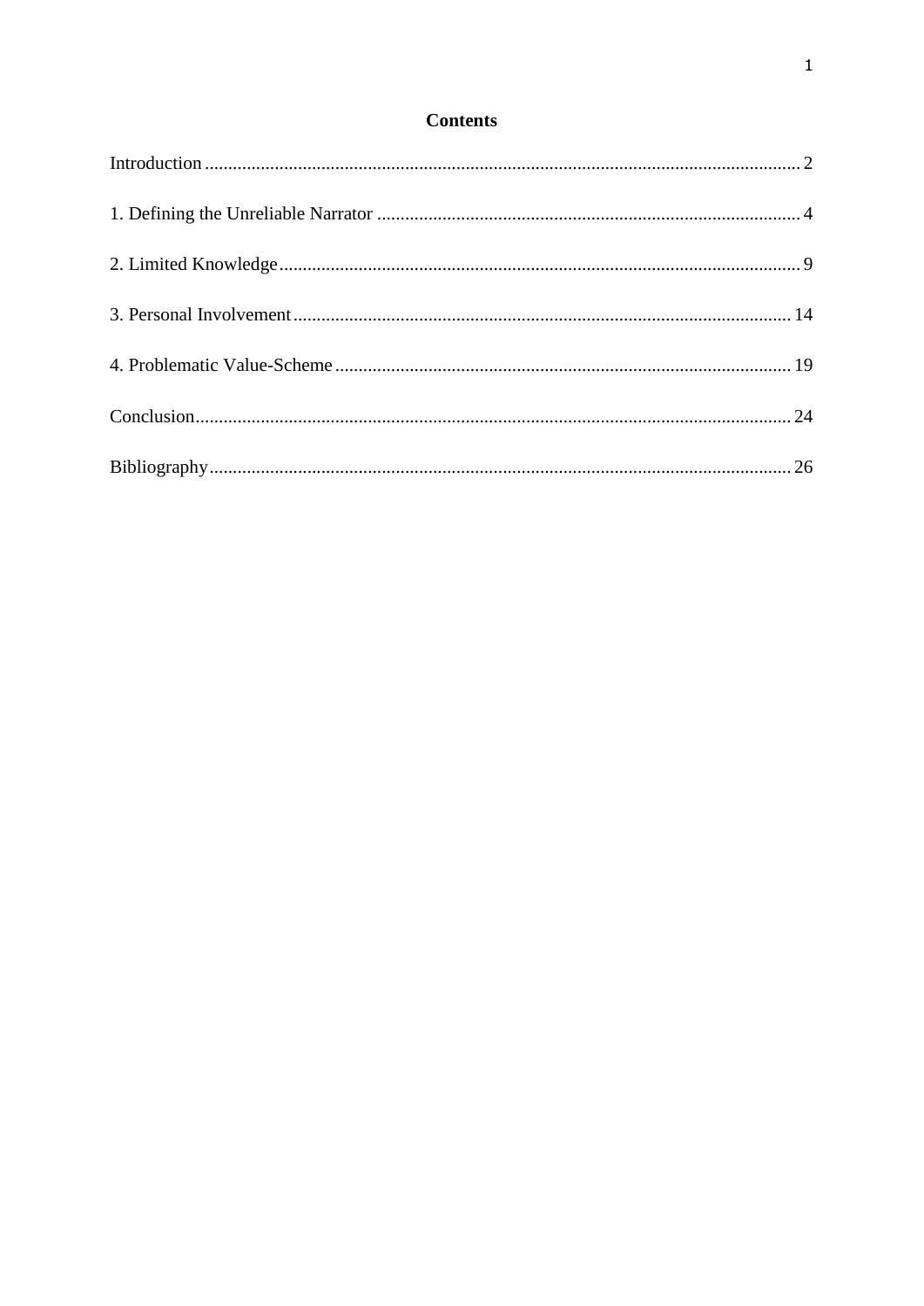# Contents

Introduction ........................................................................................................................ 2

1. Defining the Unreliable Narrator ..................................................................................... 4

2. Limited Knowledge .......................................................................................................... 9

3. Personal Involvement ...................................................................................................... 14

4. Problematic Value-Scheme ............................................................................................. 19

Conclusion ........................................................................................................................ 24

Bibliography ...................................................................................................................... 26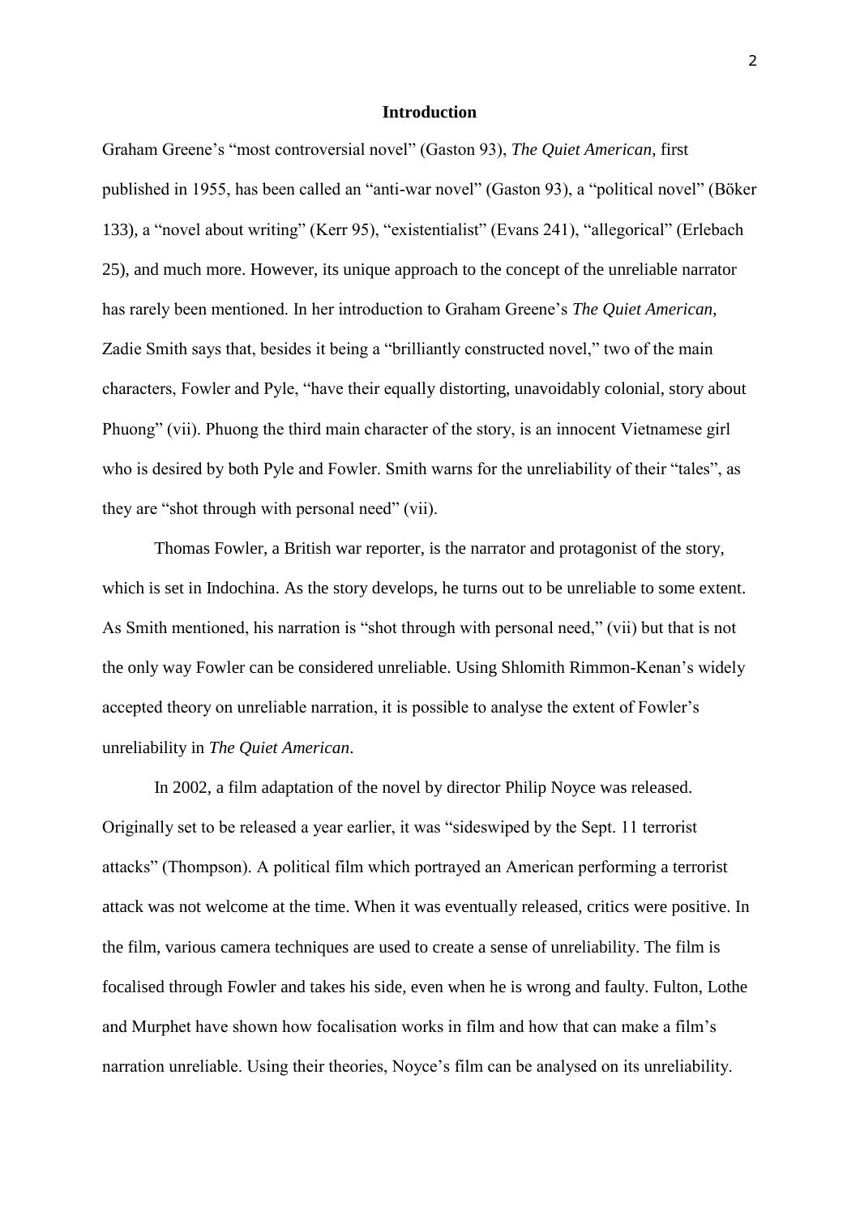## Introduction

Graham Greene's "most controversial novel" (Gaston 93), *The Quiet American*, first published in 1955, has been called an "anti-war novel" (Gaston 93), a "political novel" (Böker 133), a "novel about writing" (Kerr 95), "existentialist" (Evans 241), "allegorical" (Erlebach 25), and much more. However, its unique approach to the concept of the unreliable narrator has rarely been mentioned. In her introduction to Graham Greene's *The Quiet American*, Zadie Smith says that, besides it being a "brilliantly constructed novel," two of the main characters, Fowler and Pyle, "have their equally distorting, unavoidably colonial, story about Phuong" (vii). Phuong the third main character of the story, is an innocent Vietnamese girl who is desired by both Pyle and Fowler. Smith warns for the unreliability of their "tales", as they are "shot through with personal need" (vii).

Thomas Fowler, a British war reporter, is the narrator and protagonist of the story, which is set in Indochina. As the story develops, he turns out to be unreliable to some extent. As Smith mentioned, his narration is "shot through with personal need," (vii) but that is not the only way Fowler can be considered unreliable. Using Shlomith Rimmon-Kenan's widely accepted theory on unreliable narration, it is possible to analyse the extent of Fowler's unreliability in *The Quiet American*.

In 2002, a film adaptation of the novel by director Philip Noyce was released. Originally set to be released a year earlier, it was "sideswiped by the Sept. 11 terrorist attacks" (Thompson). A political film which portrayed an American performing a terrorist attack was not welcome at the time. When it was eventually released, critics were positive. In the film, various camera techniques are used to create a sense of unreliability. The film is focalised through Fowler and takes his side, even when he is wrong and faulty. Fulton, Lothe and Murphet have shown how focalisation works in film and how that can make a film's narration unreliable. Using their theories, Noyce's film can be analysed on its unreliability.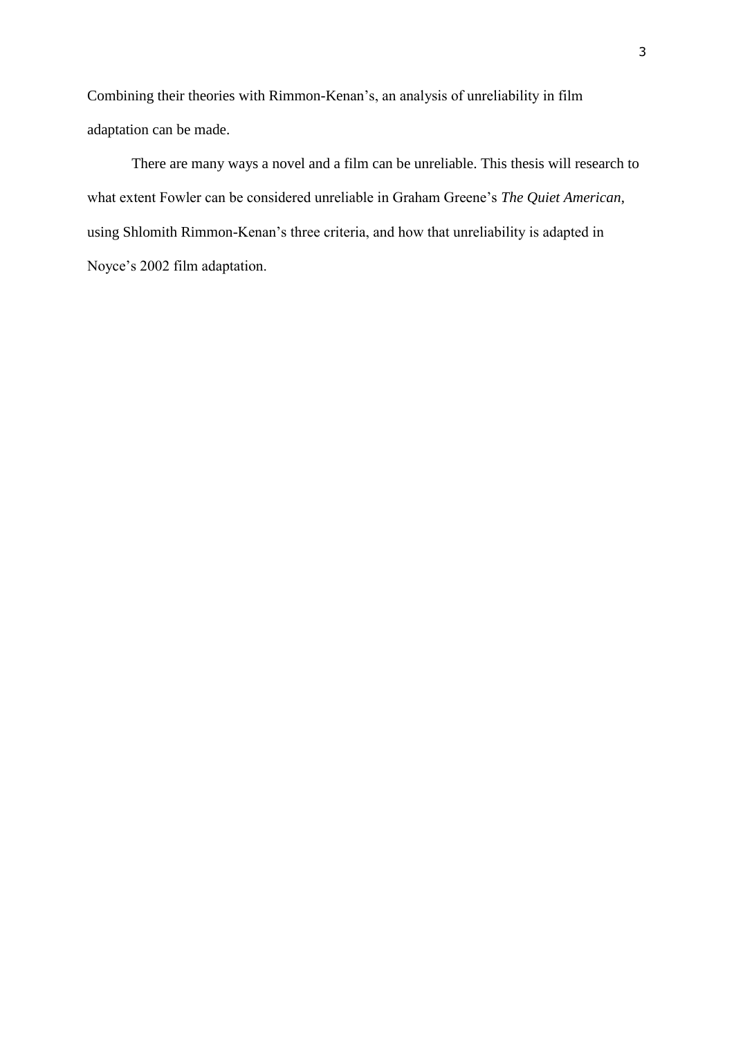Combining their theories with Rimmon-Kenan's, an analysis of unreliability in film adaptation can be made.

There are many ways a novel and a film can be unreliable. This thesis will research to what extent Fowler can be considered unreliable in Graham Greene's *The Quiet American*, using Shlomith Rimmon-Kenan's three criteria, and how that unreliability is adapted in Noyce's 2002 film adaptation.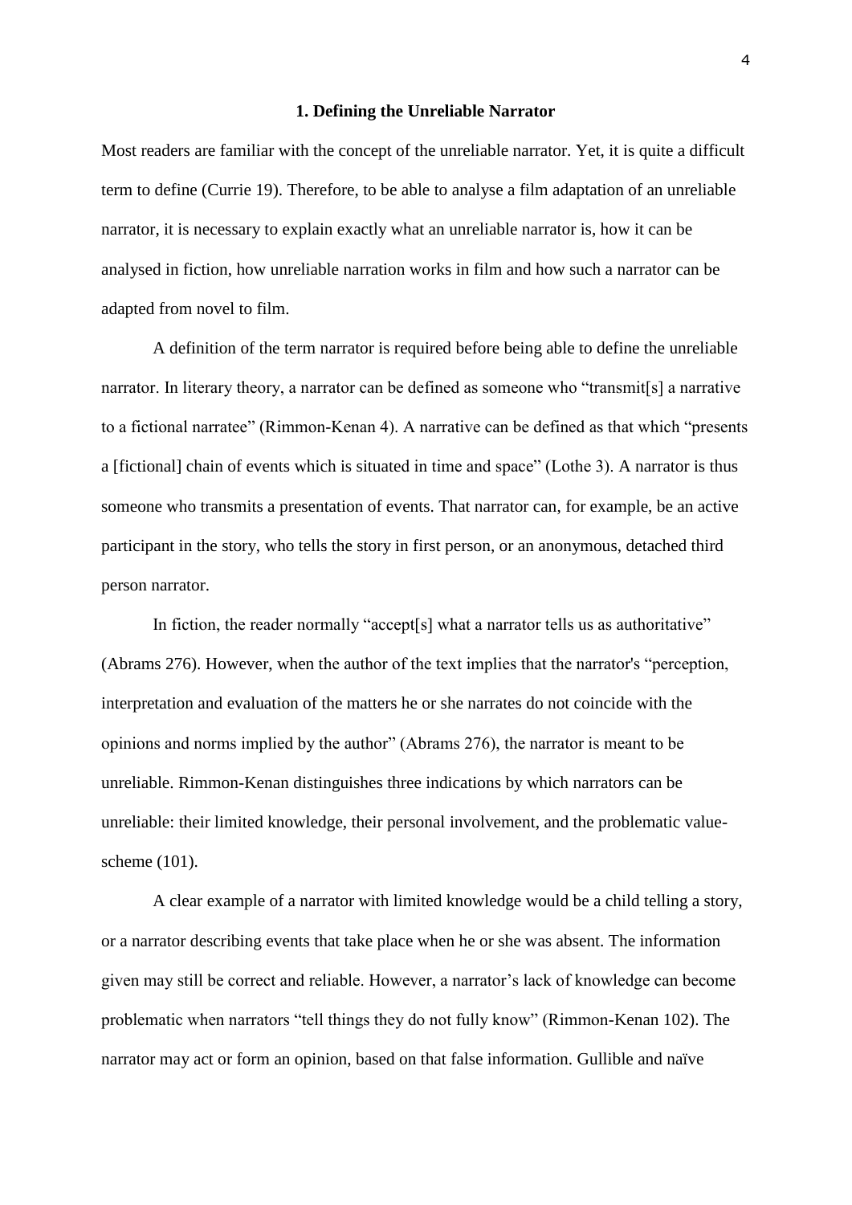## 1. Defining the Unreliable Narrator

Most readers are familiar with the concept of the unreliable narrator. Yet, it is quite a difficult term to define (Currie 19). Therefore, to be able to analyse a film adaptation of an unreliable narrator, it is necessary to explain exactly what an unreliable narrator is, how it can be analysed in fiction, how unreliable narration works in film and how such a narrator can be adapted from novel to film.

A definition of the term narrator is required before being able to define the unreliable narrator. In literary theory, a narrator can be defined as someone who "transmit[s] a narrative to a fictional narratee" (Rimmon-Kenan 4). A narrative can be defined as that which "presents a [fictional] chain of events which is situated in time and space" (Lothe 3). A narrator is thus someone who transmits a presentation of events. That narrator can, for example, be an active participant in the story, who tells the story in first person, or an anonymous, detached third person narrator.

In fiction, the reader normally "accept[s] what a narrator tells us as authoritative" (Abrams 276). However, when the author of the text implies that the narrator's "perception, interpretation and evaluation of the matters he or she narrates do not coincide with the opinions and norms implied by the author" (Abrams 276), the narrator is meant to be unreliable. Rimmon-Kenan distinguishes three indications by which narrators can be unreliable: their limited knowledge, their personal involvement, and the problematic value-scheme (101).

A clear example of a narrator with limited knowledge would be a child telling a story, or a narrator describing events that take place when he or she was absent. The information given may still be correct and reliable. However, a narrator's lack of knowledge can become problematic when narrators "tell things they do not fully know" (Rimmon-Kenan 102). The narrator may act or form an opinion, based on that false information. Gullible and naïve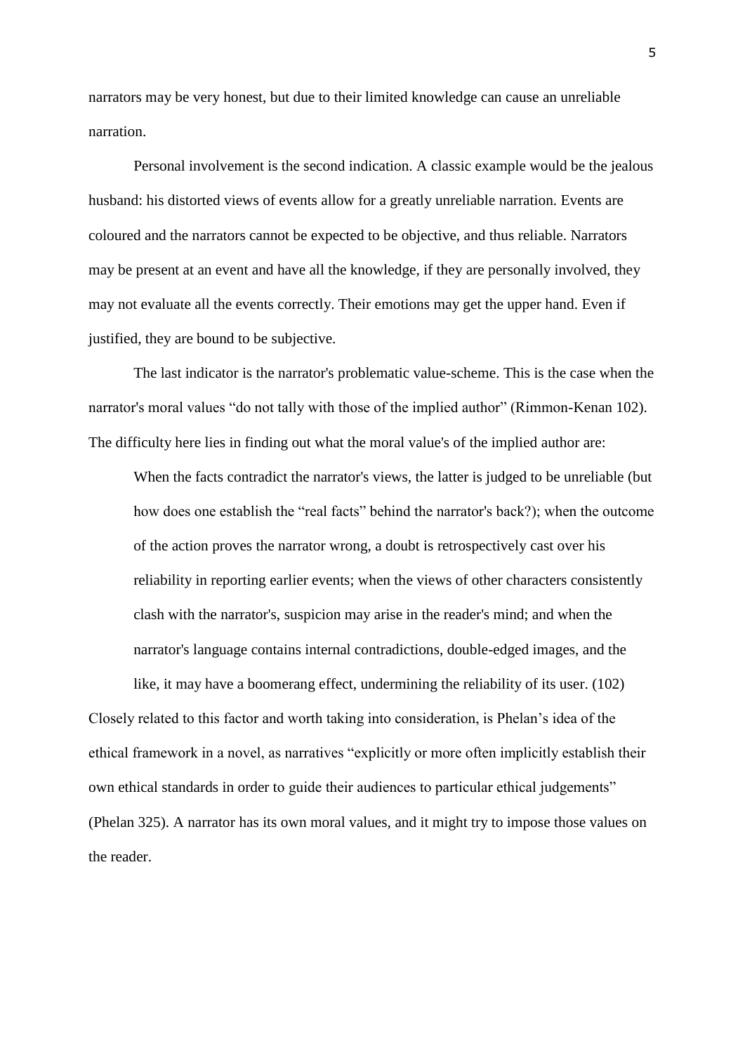narrators may be very honest, but due to their limited knowledge can cause an unreliable narration.

Personal involvement is the second indication. A classic example would be the jealous husband: his distorted views of events allow for a greatly unreliable narration. Events are coloured and the narrators cannot be expected to be objective, and thus reliable. Narrators may be present at an event and have all the knowledge, if they are personally involved, they may not evaluate all the events correctly. Their emotions may get the upper hand. Even if justified, they are bound to be subjective.

The last indicator is the narrator's problematic value-scheme. This is the case when the narrator's moral values "do not tally with those of the implied author" (Rimmon-Kenan 102). The difficulty here lies in finding out what the moral value's of the implied author are:

> When the facts contradict the narrator's views, the latter is judged to be unreliable (but how does one establish the "real facts" behind the narrator's back?); when the outcome of the action proves the narrator wrong, a doubt is retrospectively cast over his reliability in reporting earlier events; when the views of other characters consistently clash with the narrator's, suspicion may arise in the reader's mind; and when the narrator's language contains internal contradictions, double-edged images, and the like, it may have a boomerang effect, undermining the reliability of its user. (102)

Closely related to this factor and worth taking into consideration, is Phelan's idea of the ethical framework in a novel, as narratives "explicitly or more often implicitly establish their own ethical standards in order to guide their audiences to particular ethical judgements" (Phelan 325). A narrator has its own moral values, and it might try to impose those values on the reader.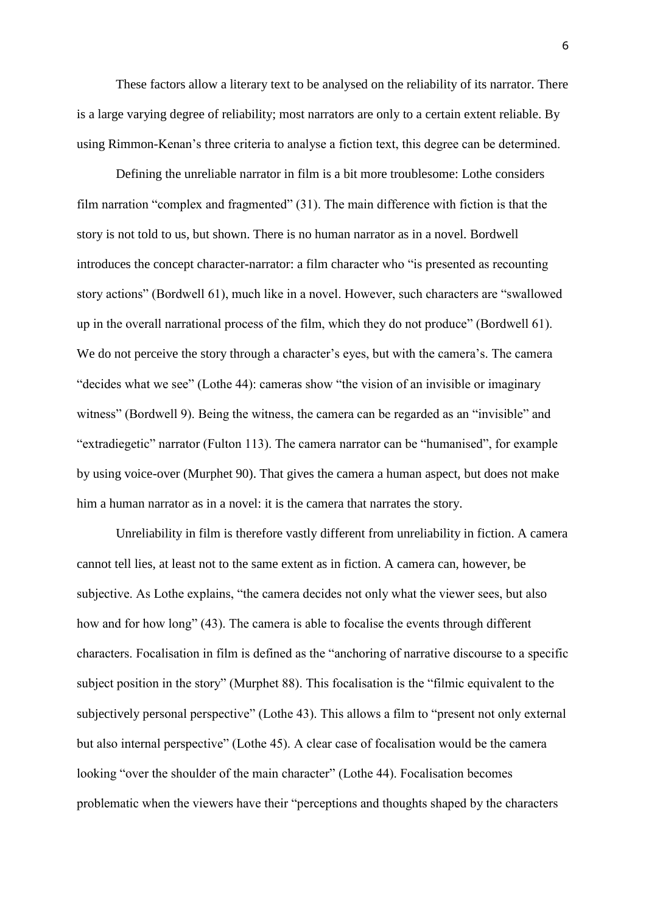These factors allow a literary text to be analysed on the reliability of its narrator. There is a large varying degree of reliability; most narrators are only to a certain extent reliable. By using Rimmon-Kenan's three criteria to analyse a fiction text, this degree can be determined.

Defining the unreliable narrator in film is a bit more troublesome: Lothe considers film narration "complex and fragmented" (31). The main difference with fiction is that the story is not told to us, but shown. There is no human narrator as in a novel. Bordwell introduces the concept character-narrator: a film character who "is presented as recounting story actions" (Bordwell 61), much like in a novel. However, such characters are "swallowed up in the overall narrational process of the film, which they do not produce" (Bordwell 61). We do not perceive the story through a character's eyes, but with the camera's. The camera "decides what we see" (Lothe 44): cameras show "the vision of an invisible or imaginary witness" (Bordwell 9). Being the witness, the camera can be regarded as an "invisible" and "extradiegetic" narrator (Fulton 113). The camera narrator can be "humanised", for example by using voice-over (Murphet 90). That gives the camera a human aspect, but does not make him a human narrator as in a novel: it is the camera that narrates the story.

Unreliability in film is therefore vastly different from unreliability in fiction. A camera cannot tell lies, at least not to the same extent as in fiction. A camera can, however, be subjective. As Lothe explains, "the camera decides not only what the viewer sees, but also how and for how long" (43). The camera is able to focalise the events through different characters. Focalisation in film is defined as the "anchoring of narrative discourse to a specific subject position in the story" (Murphet 88). This focalisation is the "filmic equivalent to the subjectively personal perspective" (Lothe 43). This allows a film to "present not only external but also internal perspective" (Lothe 45). A clear case of focalisation would be the camera looking "over the shoulder of the main character" (Lothe 44). Focalisation becomes problematic when the viewers have their "perceptions and thoughts shaped by the characters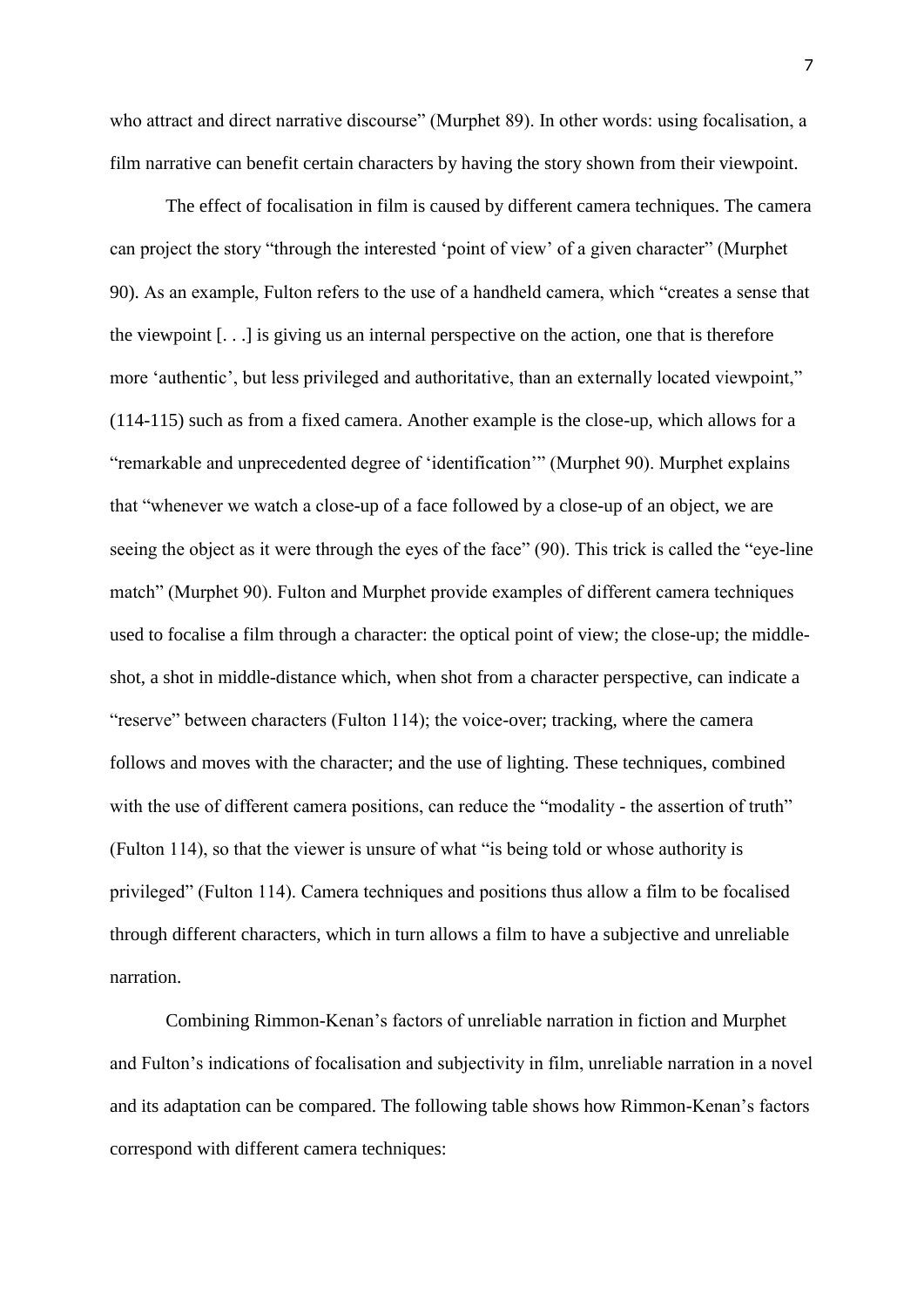who attract and direct narrative discourse" (Murphet 89). In other words: using focalisation, a film narrative can benefit certain characters by having the story shown from their viewpoint.

The effect of focalisation in film is caused by different camera techniques. The camera can project the story "through the interested 'point of view' of a given character" (Murphet 90). As an example, Fulton refers to the use of a handheld camera, which "creates a sense that the viewpoint [. . .] is giving us an internal perspective on the action, one that is therefore more 'authentic', but less privileged and authoritative, than an externally located viewpoint," (114-115) such as from a fixed camera. Another example is the close-up, which allows for a "remarkable and unprecedented degree of 'identification'" (Murphet 90). Murphet explains that "whenever we watch a close-up of a face followed by a close-up of an object, we are seeing the object as it were through the eyes of the face" (90). This trick is called the "eye-line match" (Murphet 90). Fulton and Murphet provide examples of different camera techniques used to focalise a film through a character: the optical point of view; the close-up; the middle-shot, a shot in middle-distance which, when shot from a character perspective, can indicate a "reserve" between characters (Fulton 114); the voice-over; tracking, where the camera follows and moves with the character; and the use of lighting. These techniques, combined with the use of different camera positions, can reduce the "modality - the assertion of truth" (Fulton 114), so that the viewer is unsure of what "is being told or whose authority is privileged" (Fulton 114). Camera techniques and positions thus allow a film to be focalised through different characters, which in turn allows a film to have a subjective and unreliable narration.

Combining Rimmon-Kenan's factors of unreliable narration in fiction and Murphet and Fulton's indications of focalisation and subjectivity in film, unreliable narration in a novel and its adaptation can be compared. The following table shows how Rimmon-Kenan's factors correspond with different camera techniques: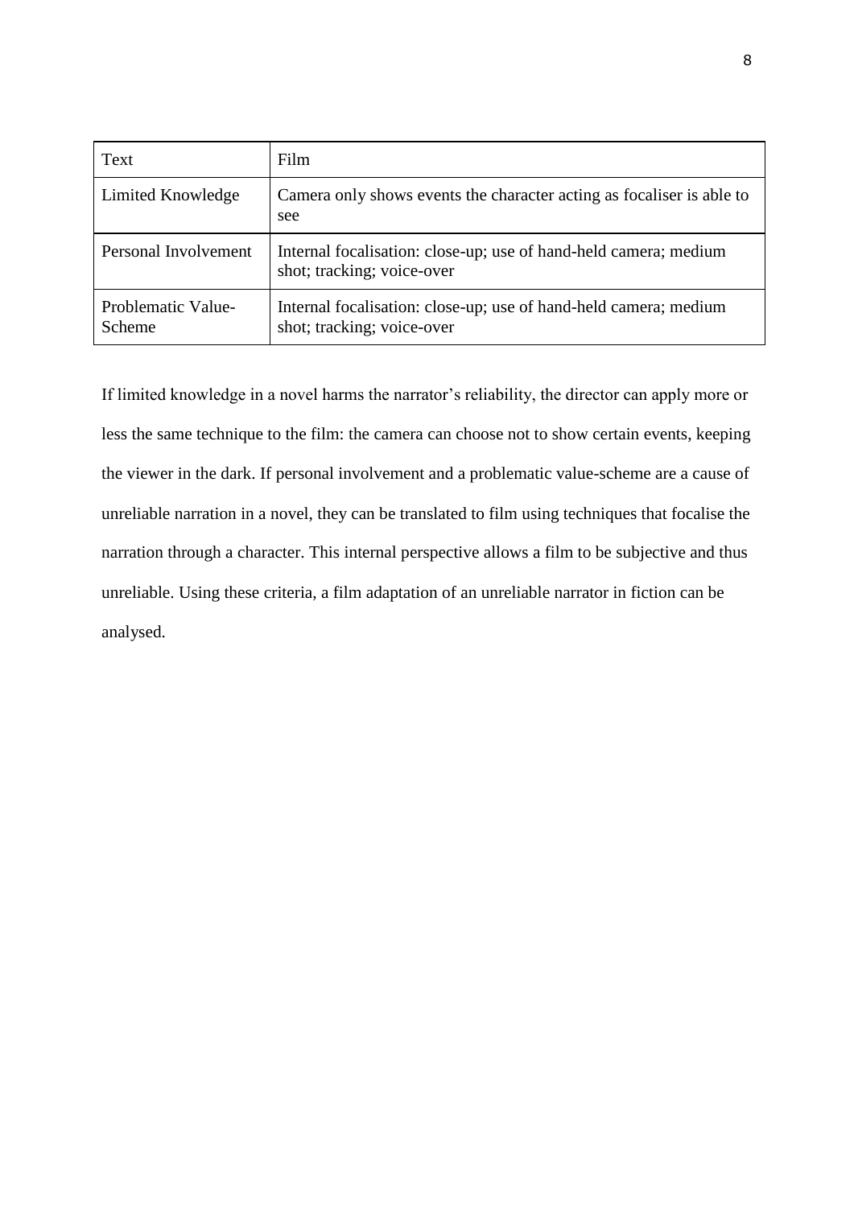| Text | Film |
| --- | --- |
| Limited Knowledge | Camera only shows events the character acting as focaliser is able to see |
| Personal Involvement | Internal focalisation: close-up; use of hand-held camera; medium shot; tracking; voice-over |
| Problematic Value-Scheme | Internal focalisation: close-up; use of hand-held camera; medium shot; tracking; voice-over |

If limited knowledge in a novel harms the narrator's reliability, the director can apply more or less the same technique to the film: the camera can choose not to show certain events, keeping the viewer in the dark. If personal involvement and a problematic value-scheme are a cause of unreliable narration in a novel, they can be translated to film using techniques that focalise the narration through a character. This internal perspective allows a film to be subjective and thus unreliable. Using these criteria, a film adaptation of an unreliable narrator in fiction can be analysed.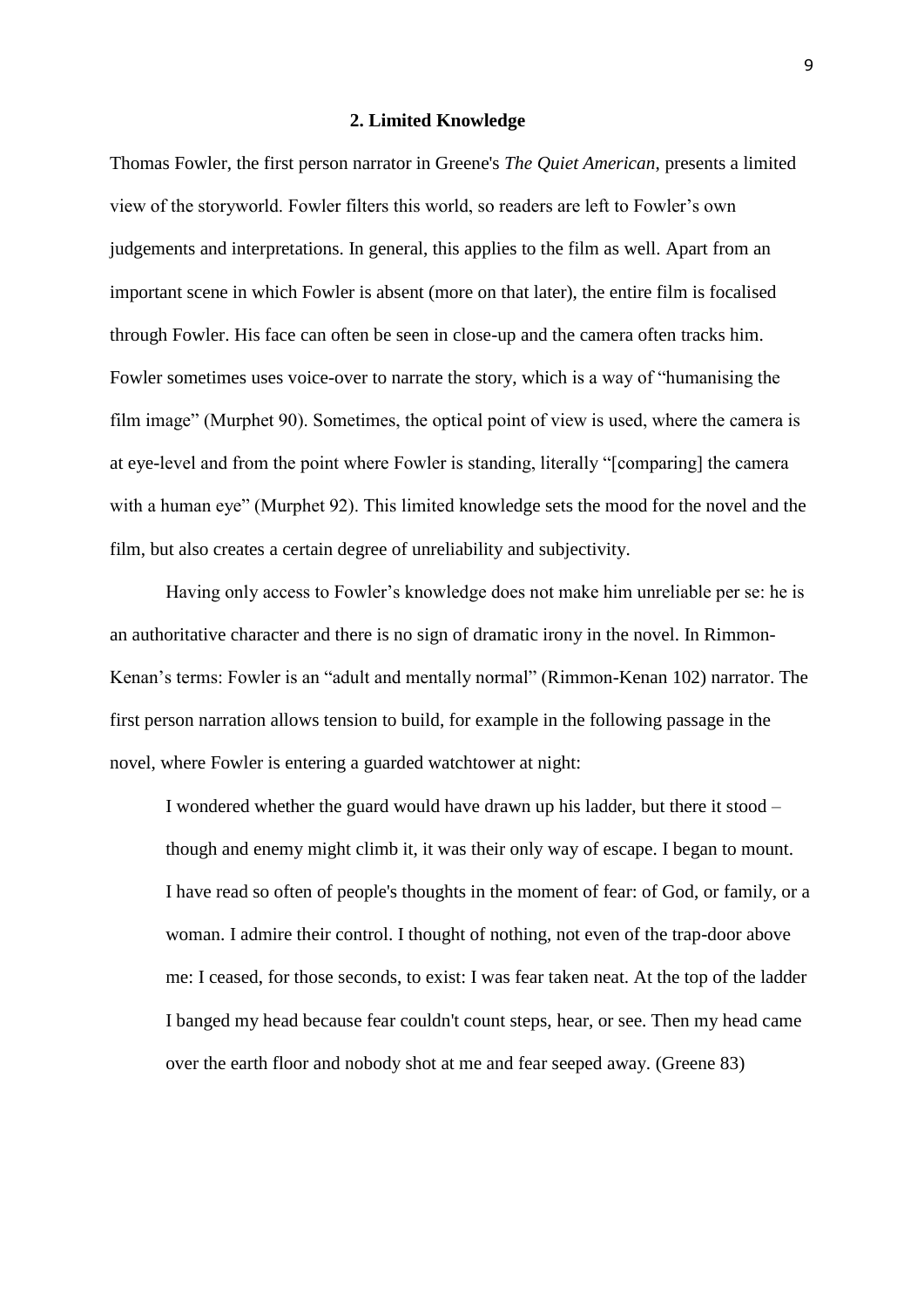## 2. Limited Knowledge

Thomas Fowler, the first person narrator in Greene's *The Quiet American*, presents a limited view of the storyworld. Fowler filters this world, so readers are left to Fowler's own judgements and interpretations. In general, this applies to the film as well. Apart from an important scene in which Fowler is absent (more on that later), the entire film is focalised through Fowler. His face can often be seen in close-up and the camera often tracks him. Fowler sometimes uses voice-over to narrate the story, which is a way of "humanising the film image" (Murphet 90). Sometimes, the optical point of view is used, where the camera is at eye-level and from the point where Fowler is standing, literally "[comparing] the camera with a human eye" (Murphet 92). This limited knowledge sets the mood for the novel and the film, but also creates a certain degree of unreliability and subjectivity.

Having only access to Fowler's knowledge does not make him unreliable per se: he is an authoritative character and there is no sign of dramatic irony in the novel. In Rimmon-Kenan's terms: Fowler is an "adult and mentally normal" (Rimmon-Kenan 102) narrator. The first person narration allows tension to build, for example in the following passage in the novel, where Fowler is entering a guarded watchtower at night:

> I wondered whether the guard would have drawn up his ladder, but there it stood – though and enemy might climb it, it was their only way of escape. I began to mount. I have read so often of people's thoughts in the moment of fear: of God, or family, or a woman. I admire their control. I thought of nothing, not even of the trap-door above me: I ceased, for those seconds, to exist: I was fear taken neat. At the top of the ladder I banged my head because fear couldn't count steps, hear, or see. Then my head came over the earth floor and nobody shot at me and fear seeped away. (Greene 83)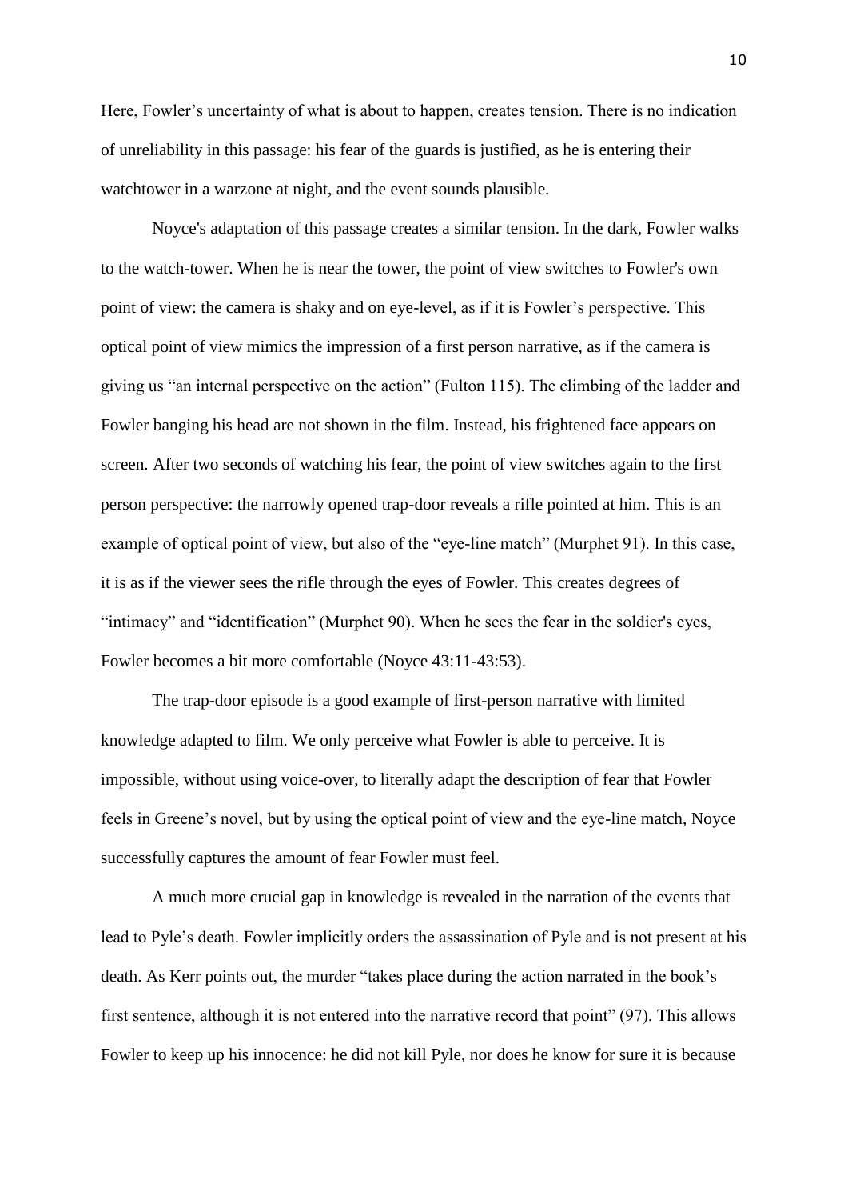Here, Fowler's uncertainty of what is about to happen, creates tension. There is no indication of unreliability in this passage: his fear of the guards is justified, as he is entering their watchtower in a warzone at night, and the event sounds plausible.

Noyce's adaptation of this passage creates a similar tension. In the dark, Fowler walks to the watch-tower. When he is near the tower, the point of view switches to Fowler's own point of view: the camera is shaky and on eye-level, as if it is Fowler's perspective. This optical point of view mimics the impression of a first person narrative, as if the camera is giving us "an internal perspective on the action" (Fulton 115). The climbing of the ladder and Fowler banging his head are not shown in the film. Instead, his frightened face appears on screen. After two seconds of watching his fear, the point of view switches again to the first person perspective: the narrowly opened trap-door reveals a rifle pointed at him. This is an example of optical point of view, but also of the "eye-line match" (Murphet 91). In this case, it is as if the viewer sees the rifle through the eyes of Fowler. This creates degrees of "intimacy" and "identification" (Murphet 90). When he sees the fear in the soldier's eyes, Fowler becomes a bit more comfortable (Noyce 43:11-43:53).

The trap-door episode is a good example of first-person narrative with limited knowledge adapted to film. We only perceive what Fowler is able to perceive. It is impossible, without using voice-over, to literally adapt the description of fear that Fowler feels in Greene's novel, but by using the optical point of view and the eye-line match, Noyce successfully captures the amount of fear Fowler must feel.

A much more crucial gap in knowledge is revealed in the narration of the events that lead to Pyle's death. Fowler implicitly orders the assassination of Pyle and is not present at his death. As Kerr points out, the murder "takes place during the action narrated in the book's first sentence, although it is not entered into the narrative record that point" (97). This allows Fowler to keep up his innocence: he did not kill Pyle, nor does he know for sure it is because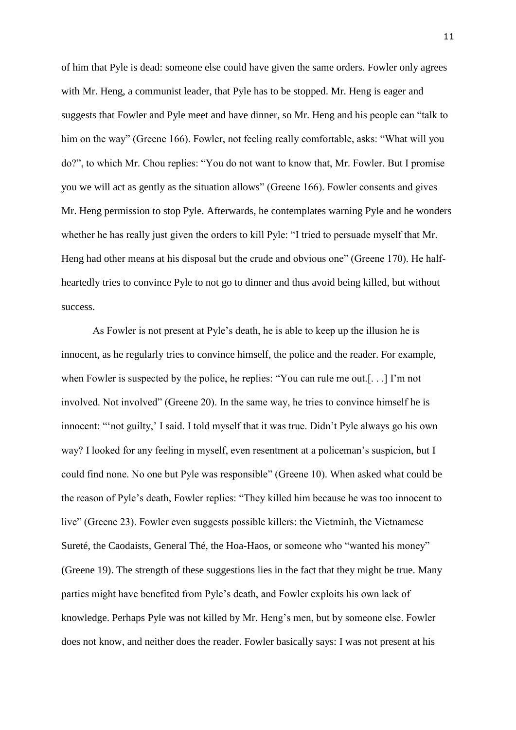of him that Pyle is dead: someone else could have given the same orders. Fowler only agrees with Mr. Heng, a communist leader, that Pyle has to be stopped. Mr. Heng is eager and suggests that Fowler and Pyle meet and have dinner, so Mr. Heng and his people can "talk to him on the way" (Greene 166). Fowler, not feeling really comfortable, asks: "What will you do?", to which Mr. Chou replies: "You do not want to know that, Mr. Fowler. But I promise you we will act as gently as the situation allows" (Greene 166). Fowler consents and gives Mr. Heng permission to stop Pyle. Afterwards, he contemplates warning Pyle and he wonders whether he has really just given the orders to kill Pyle: "I tried to persuade myself that Mr. Heng had other means at his disposal but the crude and obvious one" (Greene 170). He half-heartedly tries to convince Pyle to not go to dinner and thus avoid being killed, but without success.

As Fowler is not present at Pyle's death, he is able to keep up the illusion he is innocent, as he regularly tries to convince himself, the police and the reader. For example, when Fowler is suspected by the police, he replies: "You can rule me out.[. . .] I'm not involved. Not involved" (Greene 20). In the same way, he tries to convince himself he is innocent: "'not guilty,' I said. I told myself that it was true. Didn't Pyle always go his own way? I looked for any feeling in myself, even resentment at a policeman's suspicion, but I could find none. No one but Pyle was responsible" (Greene 10). When asked what could be the reason of Pyle's death, Fowler replies: "They killed him because he was too innocent to live" (Greene 23). Fowler even suggests possible killers: the Vietminh, the Vietnamese Sureté, the Caodaists, General Thé, the Hoa-Haos, or someone who "wanted his money" (Greene 19). The strength of these suggestions lies in the fact that they might be true. Many parties might have benefited from Pyle's death, and Fowler exploits his own lack of knowledge. Perhaps Pyle was not killed by Mr. Heng's men, but by someone else. Fowler does not know, and neither does the reader. Fowler basically says: I was not present at his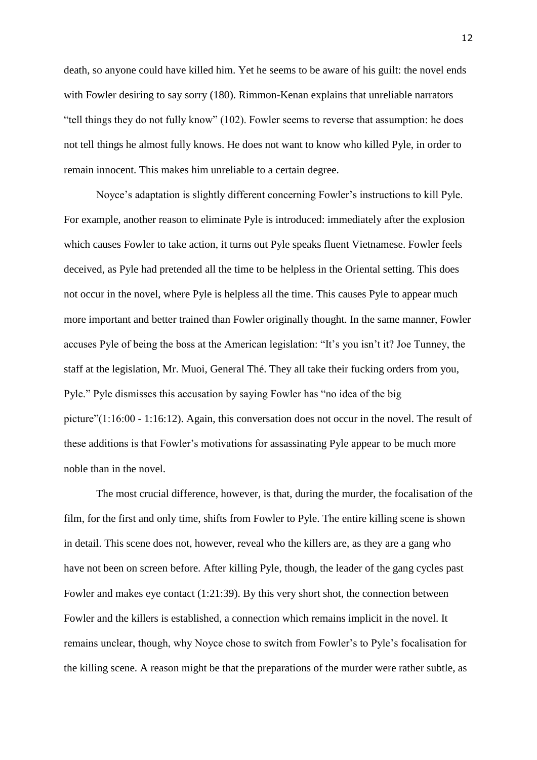death, so anyone could have killed him. Yet he seems to be aware of his guilt: the novel ends with Fowler desiring to say sorry (180). Rimmon-Kenan explains that unreliable narrators "tell things they do not fully know" (102). Fowler seems to reverse that assumption: he does not tell things he almost fully knows. He does not want to know who killed Pyle, in order to remain innocent. This makes him unreliable to a certain degree.

Noyce's adaptation is slightly different concerning Fowler's instructions to kill Pyle. For example, another reason to eliminate Pyle is introduced: immediately after the explosion which causes Fowler to take action, it turns out Pyle speaks fluent Vietnamese. Fowler feels deceived, as Pyle had pretended all the time to be helpless in the Oriental setting. This does not occur in the novel, where Pyle is helpless all the time. This causes Pyle to appear much more important and better trained than Fowler originally thought. In the same manner, Fowler accuses Pyle of being the boss at the American legislation: "It's you isn't it? Joe Tunney, the staff at the legislation, Mr. Muoi, General Thé. They all take their fucking orders from you, Pyle." Pyle dismisses this accusation by saying Fowler has "no idea of the big picture"(1:16:00 - 1:16:12). Again, this conversation does not occur in the novel. The result of these additions is that Fowler's motivations for assassinating Pyle appear to be much more noble than in the novel.

The most crucial difference, however, is that, during the murder, the focalisation of the film, for the first and only time, shifts from Fowler to Pyle. The entire killing scene is shown in detail. This scene does not, however, reveal who the killers are, as they are a gang who have not been on screen before. After killing Pyle, though, the leader of the gang cycles past Fowler and makes eye contact (1:21:39). By this very short shot, the connection between Fowler and the killers is established, a connection which remains implicit in the novel. It remains unclear, though, why Noyce chose to switch from Fowler's to Pyle's focalisation for the killing scene. A reason might be that the preparations of the murder were rather subtle, as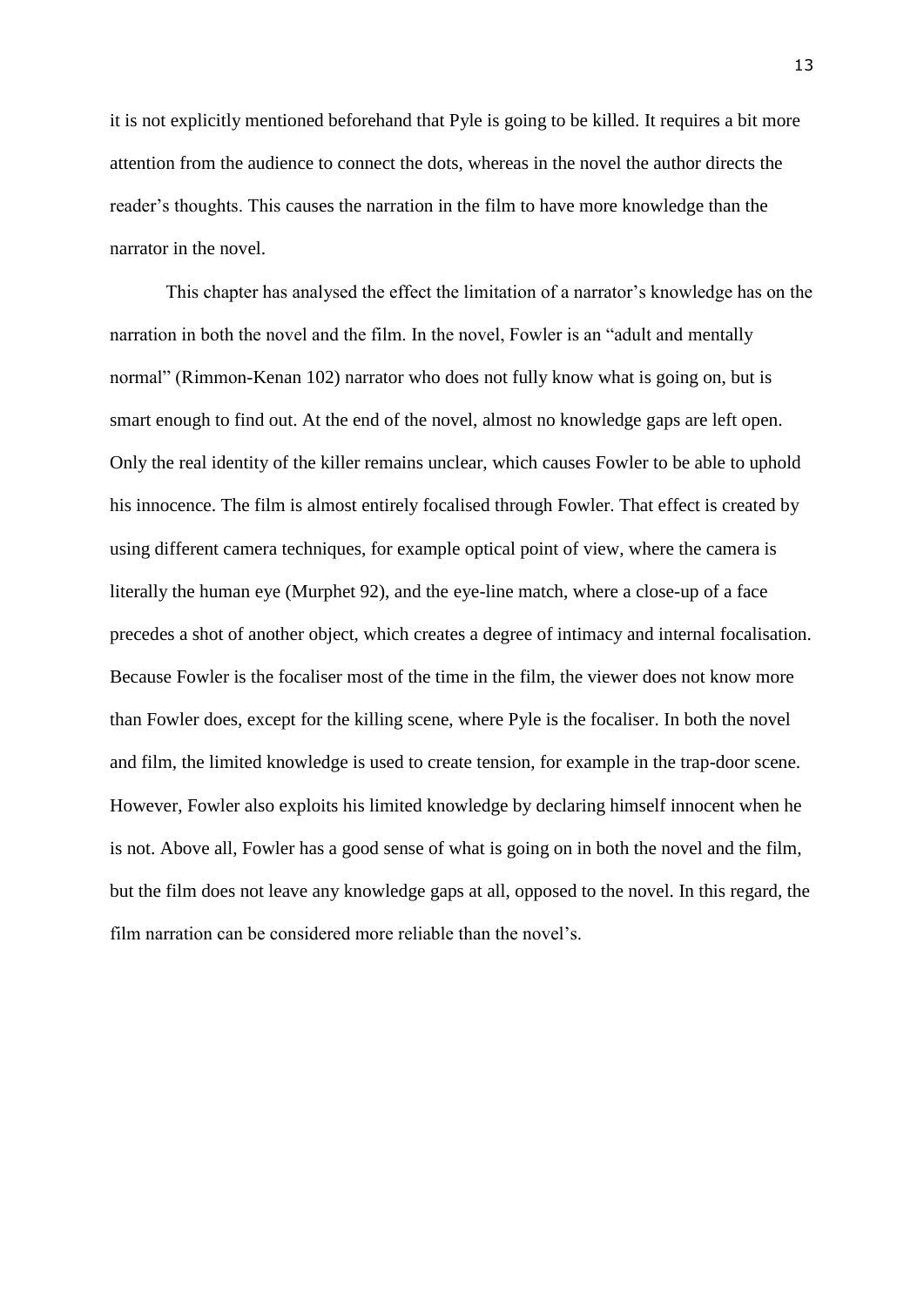it is not explicitly mentioned beforehand that Pyle is going to be killed. It requires a bit more attention from the audience to connect the dots, whereas in the novel the author directs the reader's thoughts. This causes the narration in the film to have more knowledge than the narrator in the novel.

This chapter has analysed the effect the limitation of a narrator's knowledge has on the narration in both the novel and the film. In the novel, Fowler is an "adult and mentally normal" (Rimmon-Kenan 102) narrator who does not fully know what is going on, but is smart enough to find out. At the end of the novel, almost no knowledge gaps are left open. Only the real identity of the killer remains unclear, which causes Fowler to be able to uphold his innocence. The film is almost entirely focalised through Fowler. That effect is created by using different camera techniques, for example optical point of view, where the camera is literally the human eye (Murphet 92), and the eye-line match, where a close-up of a face precedes a shot of another object, which creates a degree of intimacy and internal focalisation. Because Fowler is the focaliser most of the time in the film, the viewer does not know more than Fowler does, except for the killing scene, where Pyle is the focaliser. In both the novel and film, the limited knowledge is used to create tension, for example in the trap-door scene. However, Fowler also exploits his limited knowledge by declaring himself innocent when he is not. Above all, Fowler has a good sense of what is going on in both the novel and the film, but the film does not leave any knowledge gaps at all, opposed to the novel. In this regard, the film narration can be considered more reliable than the novel's.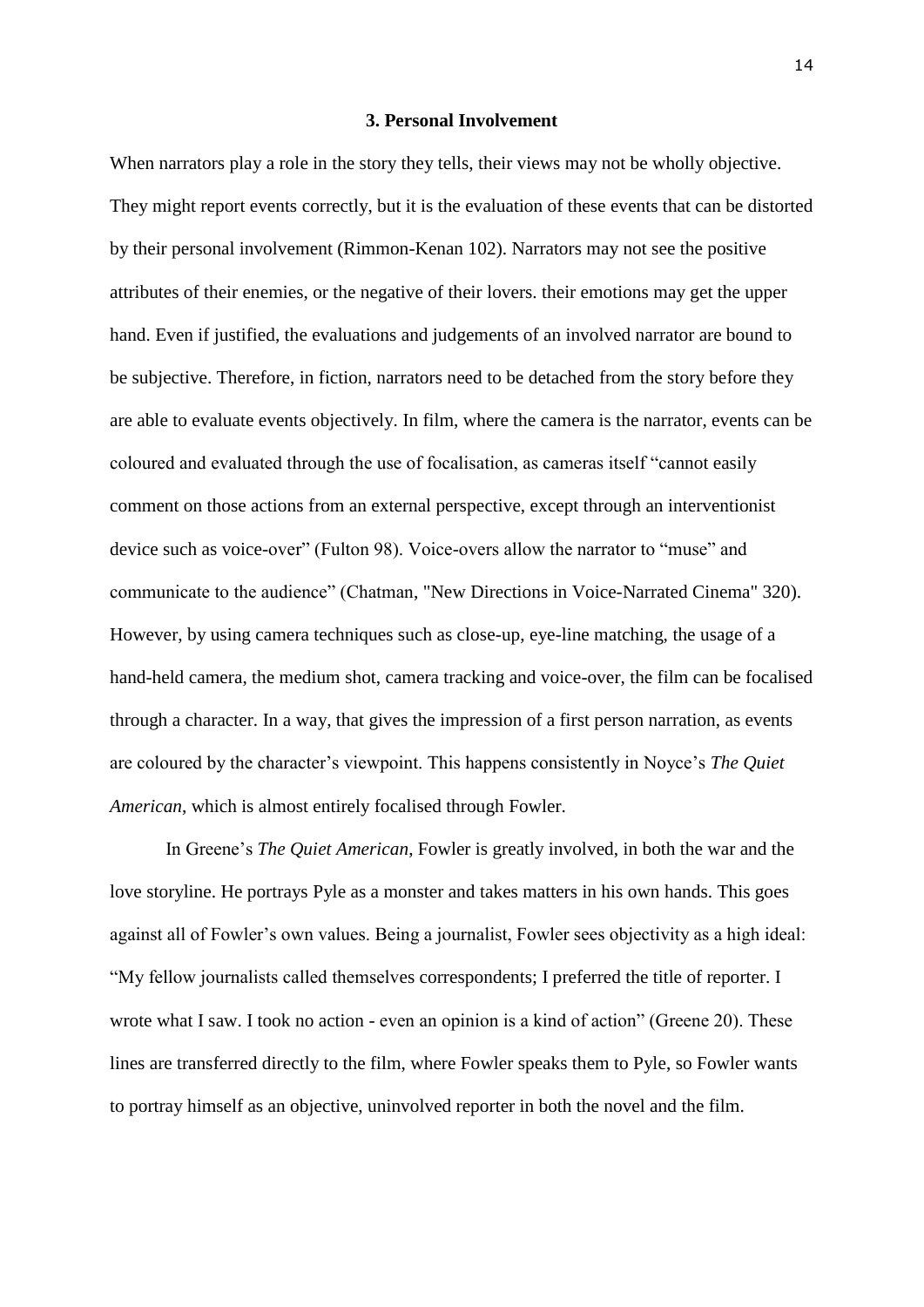## 3. Personal Involvement

When narrators play a role in the story they tells, their views may not be wholly objective. They might report events correctly, but it is the evaluation of these events that can be distorted by their personal involvement (Rimmon-Kenan 102). Narrators may not see the positive attributes of their enemies, or the negative of their lovers. their emotions may get the upper hand. Even if justified, the evaluations and judgements of an involved narrator are bound to be subjective. Therefore, in fiction, narrators need to be detached from the story before they are able to evaluate events objectively. In film, where the camera is the narrator, events can be coloured and evaluated through the use of focalisation, as cameras itself "cannot easily comment on those actions from an external perspective, except through an interventionist device such as voice-over" (Fulton 98). Voice-overs allow the narrator to "muse" and communicate to the audience" (Chatman, "New Directions in Voice-Narrated Cinema" 320). However, by using camera techniques such as close-up, eye-line matching, the usage of a hand-held camera, the medium shot, camera tracking and voice-over, the film can be focalised through a character. In a way, that gives the impression of a first person narration, as events are coloured by the character's viewpoint. This happens consistently in Noyce's *The Quiet American*, which is almost entirely focalised through Fowler.

In Greene's *The Quiet American*, Fowler is greatly involved, in both the war and the love storyline. He portrays Pyle as a monster and takes matters in his own hands. This goes against all of Fowler's own values. Being a journalist, Fowler sees objectivity as a high ideal: "My fellow journalists called themselves correspondents; I preferred the title of reporter. I wrote what I saw. I took no action - even an opinion is a kind of action" (Greene 20). These lines are transferred directly to the film, where Fowler speaks them to Pyle, so Fowler wants to portray himself as an objective, uninvolved reporter in both the novel and the film.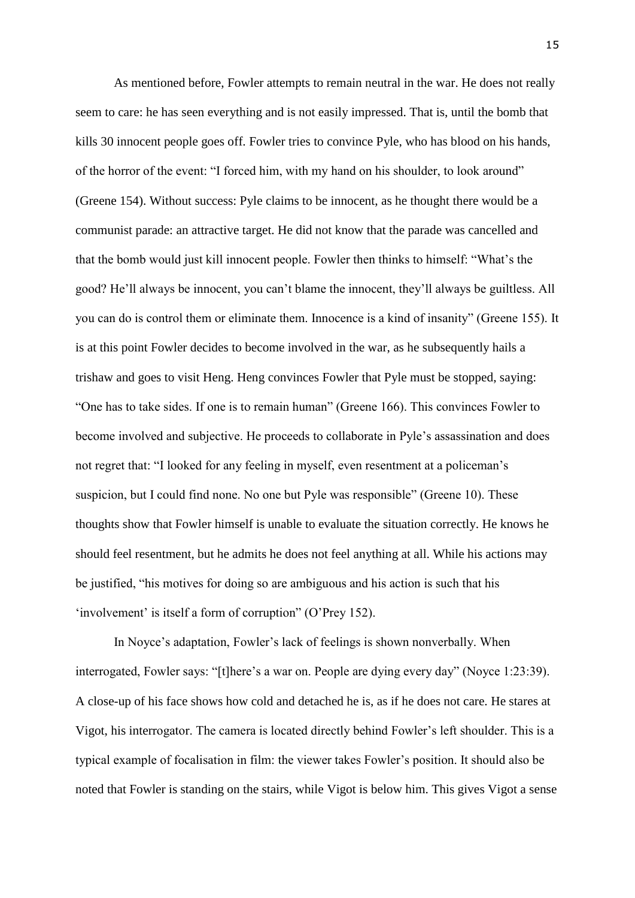As mentioned before, Fowler attempts to remain neutral in the war. He does not really seem to care: he has seen everything and is not easily impressed. That is, until the bomb that kills 30 innocent people goes off. Fowler tries to convince Pyle, who has blood on his hands, of the horror of the event: "I forced him, with my hand on his shoulder, to look around" (Greene 154). Without success: Pyle claims to be innocent, as he thought there would be a communist parade: an attractive target. He did not know that the parade was cancelled and that the bomb would just kill innocent people. Fowler then thinks to himself: "What's the good? He'll always be innocent, you can't blame the innocent, they'll always be guiltless. All you can do is control them or eliminate them. Innocence is a kind of insanity" (Greene 155). It is at this point Fowler decides to become involved in the war, as he subsequently hails a trishaw and goes to visit Heng. Heng convinces Fowler that Pyle must be stopped, saying: "One has to take sides. If one is to remain human" (Greene 166). This convinces Fowler to become involved and subjective. He proceeds to collaborate in Pyle's assassination and does not regret that: "I looked for any feeling in myself, even resentment at a policeman's suspicion, but I could find none. No one but Pyle was responsible" (Greene 10). These thoughts show that Fowler himself is unable to evaluate the situation correctly. He knows he should feel resentment, but he admits he does not feel anything at all. While his actions may be justified, "his motives for doing so are ambiguous and his action is such that his 'involvement' is itself a form of corruption" (O'Prey 152).

In Noyce's adaptation, Fowler's lack of feelings is shown nonverbally. When interrogated, Fowler says: "[t]here's a war on. People are dying every day" (Noyce 1:23:39). A close-up of his face shows how cold and detached he is, as if he does not care. He stares at Vigot, his interrogator. The camera is located directly behind Fowler's left shoulder. This is a typical example of focalisation in film: the viewer takes Fowler's position. It should also be noted that Fowler is standing on the stairs, while Vigot is below him. This gives Vigot a sense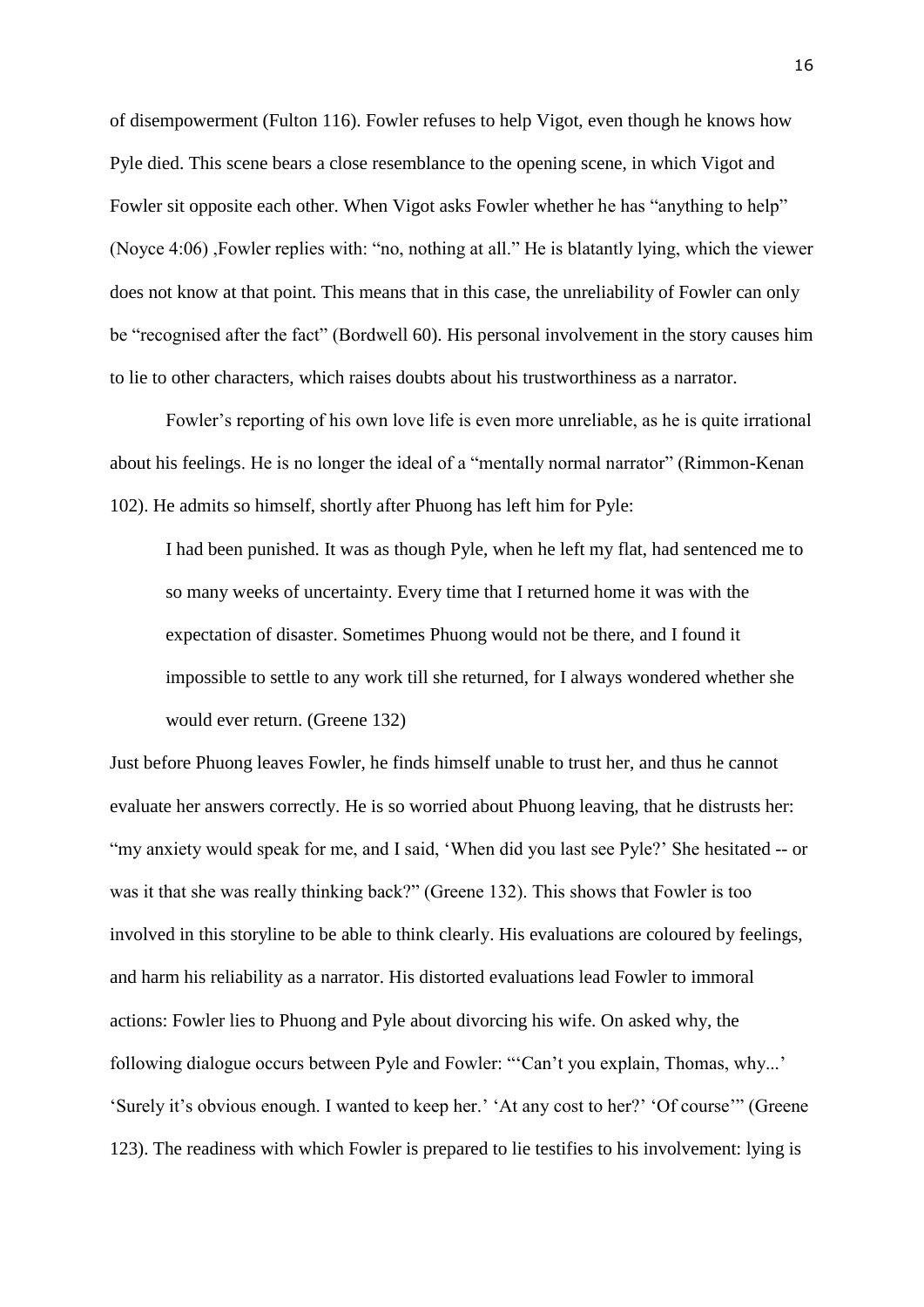of disempowerment (Fulton 116). Fowler refuses to help Vigot, even though he knows how Pyle died. This scene bears a close resemblance to the opening scene, in which Vigot and Fowler sit opposite each other. When Vigot asks Fowler whether he has "anything to help" (Noyce 4:06) ,Fowler replies with: "no, nothing at all." He is blatantly lying, which the viewer does not know at that point. This means that in this case, the unreliability of Fowler can only be "recognised after the fact" (Bordwell 60). His personal involvement in the story causes him to lie to other characters, which raises doubts about his trustworthiness as a narrator.

Fowler's reporting of his own love life is even more unreliable, as he is quite irrational about his feelings. He is no longer the ideal of a "mentally normal narrator" (Rimmon-Kenan 102). He admits so himself, shortly after Phuong has left him for Pyle:

> I had been punished. It was as though Pyle, when he left my flat, had sentenced me to so many weeks of uncertainty. Every time that I returned home it was with the expectation of disaster. Sometimes Phuong would not be there, and I found it impossible to settle to any work till she returned, for I always wondered whether she would ever return. (Greene 132)

Just before Phuong leaves Fowler, he finds himself unable to trust her, and thus he cannot evaluate her answers correctly. He is so worried about Phuong leaving, that he distrusts her: "my anxiety would speak for me, and I said, 'When did you last see Pyle?' She hesitated -- or was it that she was really thinking back?" (Greene 132). This shows that Fowler is too involved in this storyline to be able to think clearly. His evaluations are coloured by feelings, and harm his reliability as a narrator. His distorted evaluations lead Fowler to immoral actions: Fowler lies to Phuong and Pyle about divorcing his wife. On asked why, the following dialogue occurs between Pyle and Fowler: "'Can't you explain, Thomas, why...' 'Surely it's obvious enough. I wanted to keep her.' 'At any cost to her?' 'Of course'" (Greene 123). The readiness with which Fowler is prepared to lie testifies to his involvement: lying is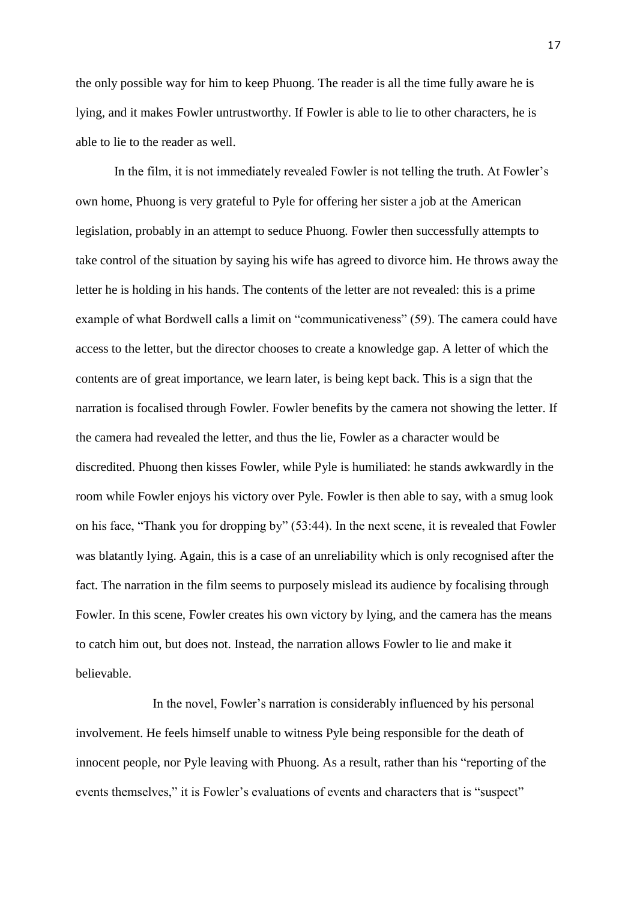the only possible way for him to keep Phuong. The reader is all the time fully aware he is lying, and it makes Fowler untrustworthy. If Fowler is able to lie to other characters, he is able to lie to the reader as well.

In the film, it is not immediately revealed Fowler is not telling the truth. At Fowler's own home, Phuong is very grateful to Pyle for offering her sister a job at the American legislation, probably in an attempt to seduce Phuong. Fowler then successfully attempts to take control of the situation by saying his wife has agreed to divorce him. He throws away the letter he is holding in his hands. The contents of the letter are not revealed: this is a prime example of what Bordwell calls a limit on "communicativeness" (59). The camera could have access to the letter, but the director chooses to create a knowledge gap. A letter of which the contents are of great importance, we learn later, is being kept back. This is a sign that the narration is focalised through Fowler. Fowler benefits by the camera not showing the letter. If the camera had revealed the letter, and thus the lie, Fowler as a character would be discredited. Phuong then kisses Fowler, while Pyle is humiliated: he stands awkwardly in the room while Fowler enjoys his victory over Pyle. Fowler is then able to say, with a smug look on his face, "Thank you for dropping by" (53:44). In the next scene, it is revealed that Fowler was blatantly lying. Again, this is a case of an unreliability which is only recognised after the fact. The narration in the film seems to purposely mislead its audience by focalising through Fowler. In this scene, Fowler creates his own victory by lying, and the camera has the means to catch him out, but does not. Instead, the narration allows Fowler to lie and make it believable.

In the novel, Fowler's narration is considerably influenced by his personal involvement. He feels himself unable to witness Pyle being responsible for the death of innocent people, nor Pyle leaving with Phuong. As a result, rather than his "reporting of the events themselves," it is Fowler's evaluations of events and characters that is "suspect"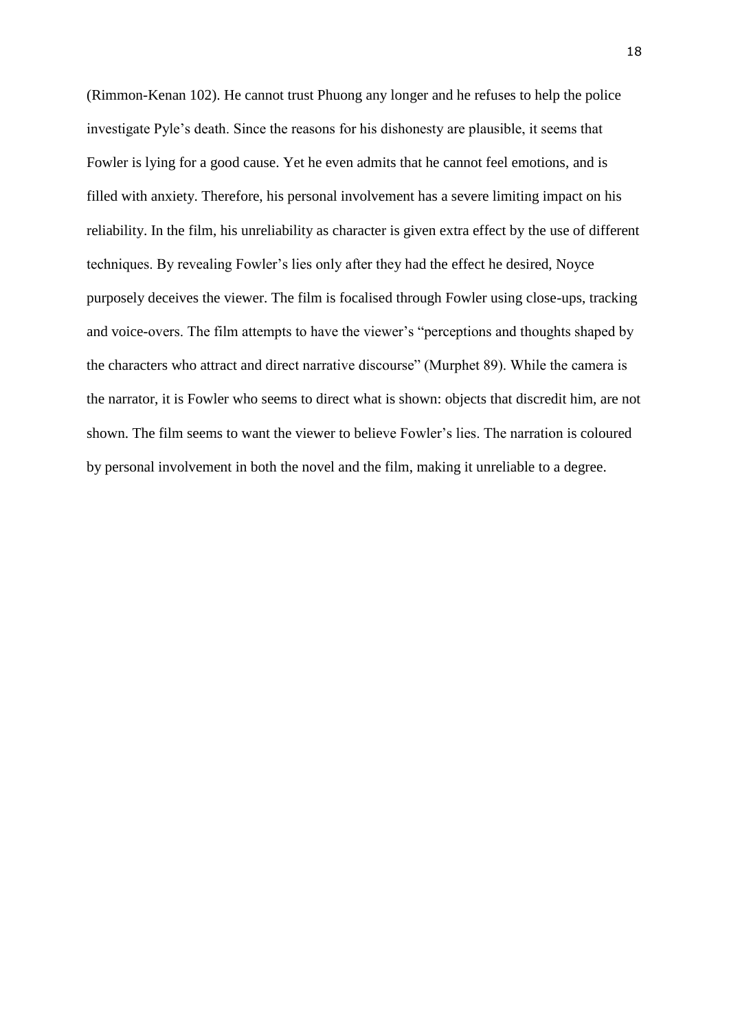(Rimmon-Kenan 102). He cannot trust Phuong any longer and he refuses to help the police investigate Pyle's death. Since the reasons for his dishonesty are plausible, it seems that Fowler is lying for a good cause. Yet he even admits that he cannot feel emotions, and is filled with anxiety. Therefore, his personal involvement has a severe limiting impact on his reliability. In the film, his unreliability as character is given extra effect by the use of different techniques. By revealing Fowler's lies only after they had the effect he desired, Noyce purposely deceives the viewer. The film is focalised through Fowler using close-ups, tracking and voice-overs. The film attempts to have the viewer's "perceptions and thoughts shaped by the characters who attract and direct narrative discourse" (Murphet 89). While the camera is the narrator, it is Fowler who seems to direct what is shown: objects that discredit him, are not shown. The film seems to want the viewer to believe Fowler's lies. The narration is coloured by personal involvement in both the novel and the film, making it unreliable to a degree.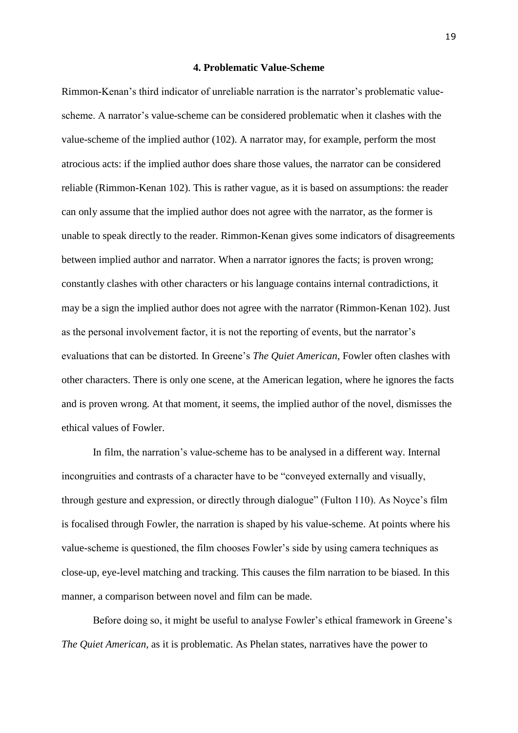## 4. Problematic Value-Scheme

Rimmon-Kenan's third indicator of unreliable narration is the narrator's problematic value-scheme. A narrator's value-scheme can be considered problematic when it clashes with the value-scheme of the implied author (102). A narrator may, for example, perform the most atrocious acts: if the implied author does share those values, the narrator can be considered reliable (Rimmon-Kenan 102). This is rather vague, as it is based on assumptions: the reader can only assume that the implied author does not agree with the narrator, as the former is unable to speak directly to the reader. Rimmon-Kenan gives some indicators of disagreements between implied author and narrator. When a narrator ignores the facts; is proven wrong; constantly clashes with other characters or his language contains internal contradictions, it may be a sign the implied author does not agree with the narrator (Rimmon-Kenan 102). Just as the personal involvement factor, it is not the reporting of events, but the narrator's evaluations that can be distorted. In Greene's *The Quiet American*, Fowler often clashes with other characters. There is only one scene, at the American legation, where he ignores the facts and is proven wrong. At that moment, it seems, the implied author of the novel, dismisses the ethical values of Fowler.

In film, the narration's value-scheme has to be analysed in a different way. Internal incongruities and contrasts of a character have to be "conveyed externally and visually, through gesture and expression, or directly through dialogue" (Fulton 110). As Noyce's film is focalised through Fowler, the narration is shaped by his value-scheme. At points where his value-scheme is questioned, the film chooses Fowler's side by using camera techniques as close-up, eye-level matching and tracking. This causes the film narration to be biased. In this manner, a comparison between novel and film can be made.

Before doing so, it might be useful to analyse Fowler's ethical framework in Greene's *The Quiet American*, as it is problematic. As Phelan states, narratives have the power to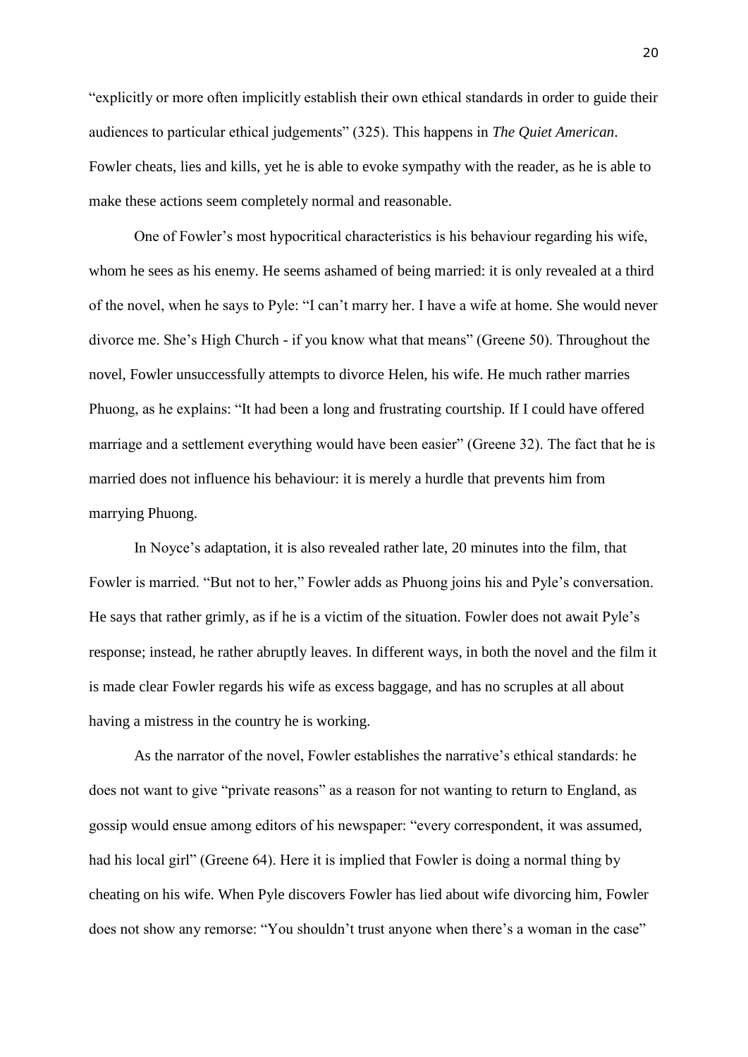"explicitly or more often implicitly establish their own ethical standards in order to guide their audiences to particular ethical judgements" (325). This happens in *The Quiet American*. Fowler cheats, lies and kills, yet he is able to evoke sympathy with the reader, as he is able to make these actions seem completely normal and reasonable.

One of Fowler's most hypocritical characteristics is his behaviour regarding his wife, whom he sees as his enemy. He seems ashamed of being married: it is only revealed at a third of the novel, when he says to Pyle: "I can't marry her. I have a wife at home. She would never divorce me. She's High Church - if you know what that means" (Greene 50). Throughout the novel, Fowler unsuccessfully attempts to divorce Helen, his wife. He much rather marries Phuong, as he explains: "It had been a long and frustrating courtship. If I could have offered marriage and a settlement everything would have been easier" (Greene 32). The fact that he is married does not influence his behaviour: it is merely a hurdle that prevents him from marrying Phuong.

In Noyce's adaptation, it is also revealed rather late, 20 minutes into the film, that Fowler is married. "But not to her," Fowler adds as Phuong joins his and Pyle's conversation. He says that rather grimly, as if he is a victim of the situation. Fowler does not await Pyle's response; instead, he rather abruptly leaves. In different ways, in both the novel and the film it is made clear Fowler regards his wife as excess baggage, and has no scruples at all about having a mistress in the country he is working.

As the narrator of the novel, Fowler establishes the narrative's ethical standards: he does not want to give "private reasons" as a reason for not wanting to return to England, as gossip would ensue among editors of his newspaper: "every correspondent, it was assumed, had his local girl" (Greene 64). Here it is implied that Fowler is doing a normal thing by cheating on his wife. When Pyle discovers Fowler has lied about wife divorcing him, Fowler does not show any remorse: "You shouldn't trust anyone when there's a woman in the case"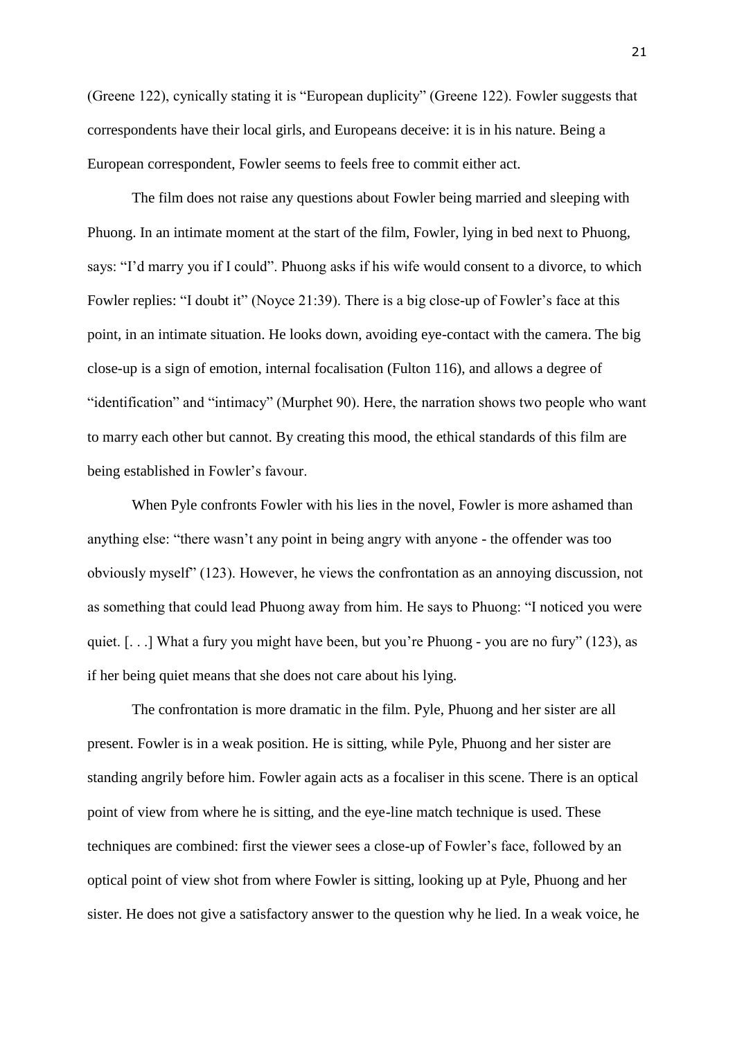(Greene 122), cynically stating it is “European duplicity” (Greene 122). Fowler suggests that correspondents have their local girls, and Europeans deceive: it is in his nature. Being a European correspondent, Fowler seems to feels free to commit either act.

The film does not raise any questions about Fowler being married and sleeping with Phuong. In an intimate moment at the start of the film, Fowler, lying in bed next to Phuong, says: “I’d marry you if I could”. Phuong asks if his wife would consent to a divorce, to which Fowler replies: “I doubt it” (Noyce 21:39). There is a big close-up of Fowler’s face at this point, in an intimate situation. He looks down, avoiding eye-contact with the camera. The big close-up is a sign of emotion, internal focalisation (Fulton 116), and allows a degree of “identification” and “intimacy” (Murphet 90). Here, the narration shows two people who want to marry each other but cannot. By creating this mood, the ethical standards of this film are being established in Fowler’s favour.

When Pyle confronts Fowler with his lies in the novel, Fowler is more ashamed than anything else: “there wasn’t any point in being angry with anyone - the offender was too obviously myself” (123). However, he views the confrontation as an annoying discussion, not as something that could lead Phuong away from him. He says to Phuong: “I noticed you were quiet. [. . .] What a fury you might have been, but you’re Phuong - you are no fury” (123), as if her being quiet means that she does not care about his lying.

The confrontation is more dramatic in the film. Pyle, Phuong and her sister are all present. Fowler is in a weak position. He is sitting, while Pyle, Phuong and her sister are standing angrily before him. Fowler again acts as a focaliser in this scene. There is an optical point of view from where he is sitting, and the eye-line match technique is used. These techniques are combined: first the viewer sees a close-up of Fowler’s face, followed by an optical point of view shot from where Fowler is sitting, looking up at Pyle, Phuong and her sister. He does not give a satisfactory answer to the question why he lied. In a weak voice, he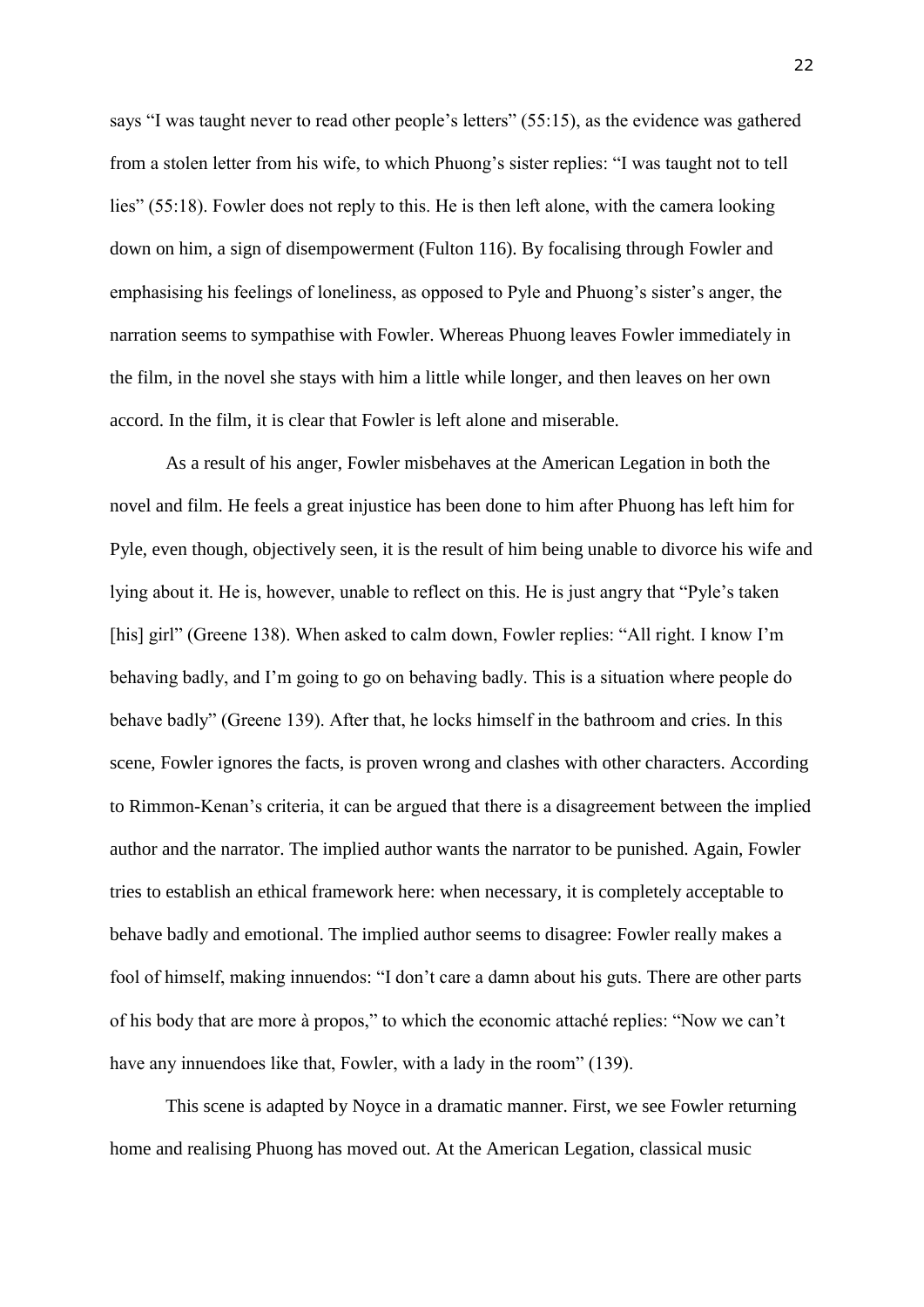says "I was taught never to read other people's letters" (55:15), as the evidence was gathered from a stolen letter from his wife, to which Phuong's sister replies: "I was taught not to tell lies" (55:18). Fowler does not reply to this. He is then left alone, with the camera looking down on him, a sign of disempowerment (Fulton 116). By focalising through Fowler and emphasising his feelings of loneliness, as opposed to Pyle and Phuong's sister's anger, the narration seems to sympathise with Fowler. Whereas Phuong leaves Fowler immediately in the film, in the novel she stays with him a little while longer, and then leaves on her own accord. In the film, it is clear that Fowler is left alone and miserable.

As a result of his anger, Fowler misbehaves at the American Legation in both the novel and film. He feels a great injustice has been done to him after Phuong has left him for Pyle, even though, objectively seen, it is the result of him being unable to divorce his wife and lying about it. He is, however, unable to reflect on this. He is just angry that "Pyle's taken [his] girl" (Greene 138). When asked to calm down, Fowler replies: "All right. I know I'm behaving badly, and I'm going to go on behaving badly. This is a situation where people do behave badly" (Greene 139). After that, he locks himself in the bathroom and cries. In this scene, Fowler ignores the facts, is proven wrong and clashes with other characters. According to Rimmon-Kenan's criteria, it can be argued that there is a disagreement between the implied author and the narrator. The implied author wants the narrator to be punished. Again, Fowler tries to establish an ethical framework here: when necessary, it is completely acceptable to behave badly and emotional. The implied author seems to disagree: Fowler really makes a fool of himself, making innuendos: "I don't care a damn about his guts. There are other parts of his body that are more à propos," to which the economic attaché replies: "Now we can't have any innuendoes like that, Fowler, with a lady in the room" (139).

This scene is adapted by Noyce in a dramatic manner. First, we see Fowler returning home and realising Phuong has moved out. At the American Legation, classical music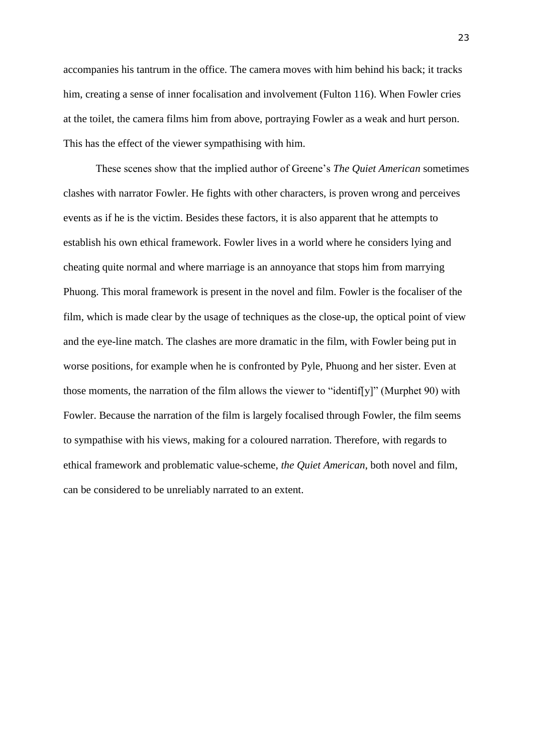accompanies his tantrum in the office. The camera moves with him behind his back; it tracks him, creating a sense of inner focalisation and involvement (Fulton 116). When Fowler cries at the toilet, the camera films him from above, portraying Fowler as a weak and hurt person. This has the effect of the viewer sympathising with him.

These scenes show that the implied author of Greene's *The Quiet American* sometimes clashes with narrator Fowler. He fights with other characters, is proven wrong and perceives events as if he is the victim. Besides these factors, it is also apparent that he attempts to establish his own ethical framework. Fowler lives in a world where he considers lying and cheating quite normal and where marriage is an annoyance that stops him from marrying Phuong. This moral framework is present in the novel and film. Fowler is the focaliser of the film, which is made clear by the usage of techniques as the close-up, the optical point of view and the eye-line match. The clashes are more dramatic in the film, with Fowler being put in worse positions, for example when he is confronted by Pyle, Phuong and her sister. Even at those moments, the narration of the film allows the viewer to "identif[y]" (Murphet 90) with Fowler. Because the narration of the film is largely focalised through Fowler, the film seems to sympathise with his views, making for a coloured narration. Therefore, with regards to ethical framework and problematic value-scheme, *the Quiet American*, both novel and film, can be considered to be unreliably narrated to an extent.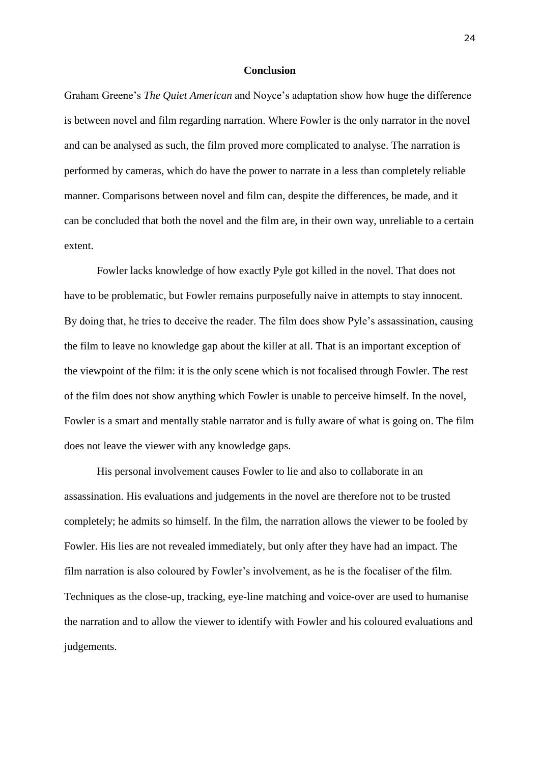## Conclusion

Graham Greene's *The Quiet American* and Noyce's adaptation show how huge the difference is between novel and film regarding narration. Where Fowler is the only narrator in the novel and can be analysed as such, the film proved more complicated to analyse. The narration is performed by cameras, which do have the power to narrate in a less than completely reliable manner. Comparisons between novel and film can, despite the differences, be made, and it can be concluded that both the novel and the film are, in their own way, unreliable to a certain extent.

Fowler lacks knowledge of how exactly Pyle got killed in the novel. That does not have to be problematic, but Fowler remains purposefully naive in attempts to stay innocent. By doing that, he tries to deceive the reader. The film does show Pyle's assassination, causing the film to leave no knowledge gap about the killer at all. That is an important exception of the viewpoint of the film: it is the only scene which is not focalised through Fowler. The rest of the film does not show anything which Fowler is unable to perceive himself. In the novel, Fowler is a smart and mentally stable narrator and is fully aware of what is going on. The film does not leave the viewer with any knowledge gaps.

His personal involvement causes Fowler to lie and also to collaborate in an assassination. His evaluations and judgements in the novel are therefore not to be trusted completely; he admits so himself. In the film, the narration allows the viewer to be fooled by Fowler. His lies are not revealed immediately, but only after they have had an impact. The film narration is also coloured by Fowler's involvement, as he is the focaliser of the film. Techniques as the close-up, tracking, eye-line matching and voice-over are used to humanise the narration and to allow the viewer to identify with Fowler and his coloured evaluations and judgements.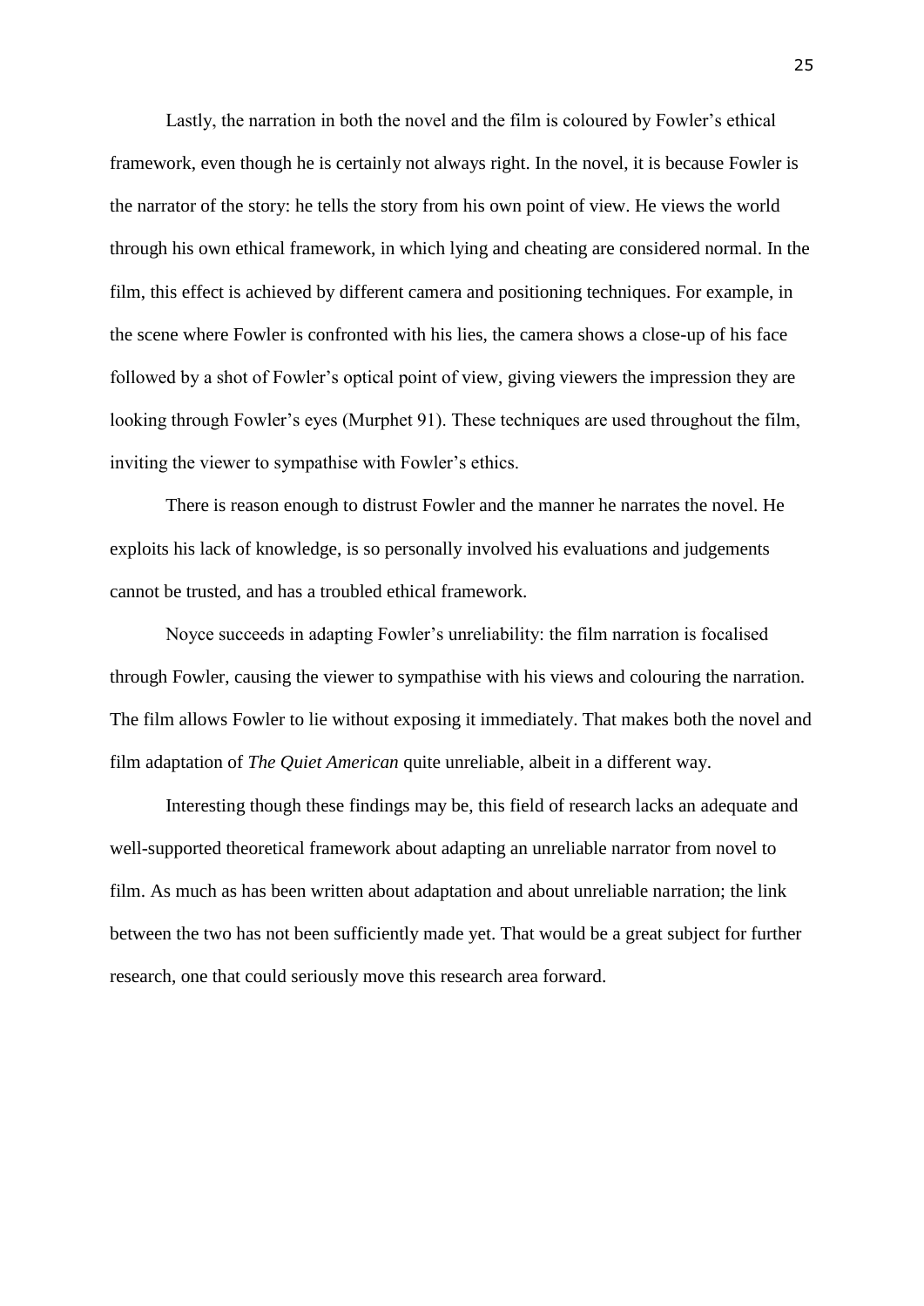Lastly, the narration in both the novel and the film is coloured by Fowler's ethical framework, even though he is certainly not always right. In the novel, it is because Fowler is the narrator of the story: he tells the story from his own point of view. He views the world through his own ethical framework, in which lying and cheating are considered normal. In the film, this effect is achieved by different camera and positioning techniques. For example, in the scene where Fowler is confronted with his lies, the camera shows a close-up of his face followed by a shot of Fowler's optical point of view, giving viewers the impression they are looking through Fowler's eyes (Murphet 91). These techniques are used throughout the film, inviting the viewer to sympathise with Fowler's ethics.

There is reason enough to distrust Fowler and the manner he narrates the novel. He exploits his lack of knowledge, is so personally involved his evaluations and judgements cannot be trusted, and has a troubled ethical framework.

Noyce succeeds in adapting Fowler's unreliability: the film narration is focalised through Fowler, causing the viewer to sympathise with his views and colouring the narration. The film allows Fowler to lie without exposing it immediately. That makes both the novel and film adaptation of *The Quiet American* quite unreliable, albeit in a different way.

Interesting though these findings may be, this field of research lacks an adequate and well-supported theoretical framework about adapting an unreliable narrator from novel to film. As much as has been written about adaptation and about unreliable narration; the link between the two has not been sufficiently made yet. That would be a great subject for further research, one that could seriously move this research area forward.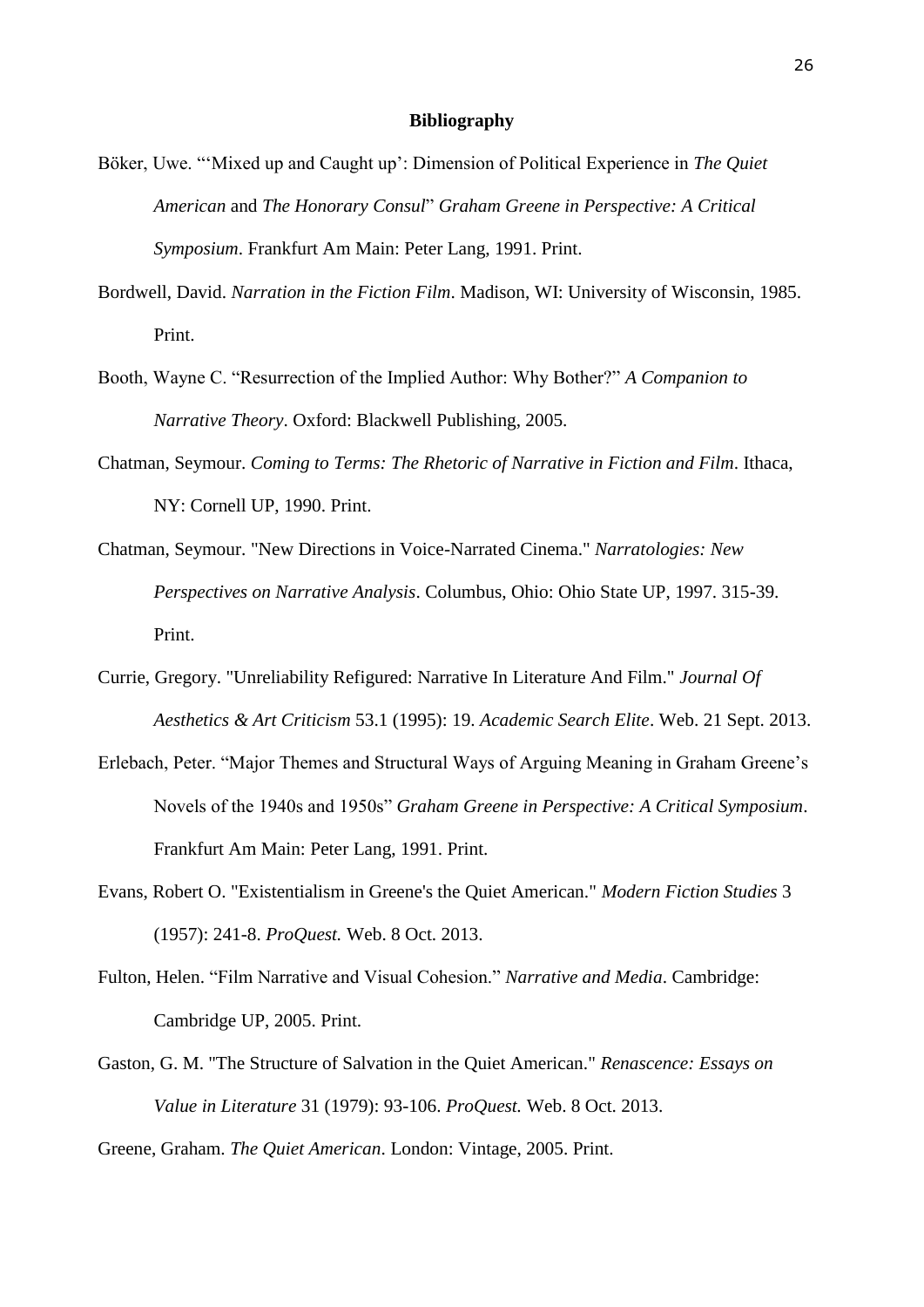## Bibliography

Böker, Uwe. "'Mixed up and Caught up': Dimension of Political Experience in *The Quiet American* and *The Honorary Consul*" *Graham Greene in Perspective: A Critical Symposium*. Frankfurt Am Main: Peter Lang, 1991. Print.

Bordwell, David. *Narration in the Fiction Film*. Madison, WI: University of Wisconsin, 1985. Print.

Booth, Wayne C. "Resurrection of the Implied Author: Why Bother?" *A Companion to Narrative Theory*. Oxford: Blackwell Publishing, 2005.

Chatman, Seymour. *Coming to Terms: The Rhetoric of Narrative in Fiction and Film*. Ithaca, NY: Cornell UP, 1990. Print.

Chatman, Seymour. "New Directions in Voice-Narrated Cinema." *Narratologies: New Perspectives on Narrative Analysis*. Columbus, Ohio: Ohio State UP, 1997. 315-39. Print.

Currie, Gregory. "Unreliability Refigured: Narrative In Literature And Film." *Journal Of Aesthetics & Art Criticism* 53.1 (1995): 19. *Academic Search Elite*. Web. 21 Sept. 2013.

Erlebach, Peter. "Major Themes and Structural Ways of Arguing Meaning in Graham Greene's Novels of the 1940s and 1950s" *Graham Greene in Perspective: A Critical Symposium*. Frankfurt Am Main: Peter Lang, 1991. Print.

Evans, Robert O. "Existentialism in Greene's the Quiet American." *Modern Fiction Studies* 3 (1957): 241-8. *ProQuest.* Web. 8 Oct. 2013.

Fulton, Helen. "Film Narrative and Visual Cohesion." *Narrative and Media*. Cambridge: Cambridge UP, 2005. Print.

Gaston, G. M. "The Structure of Salvation in the Quiet American." *Renascence: Essays on Value in Literature* 31 (1979): 93-106. *ProQuest.* Web. 8 Oct. 2013.

Greene, Graham. *The Quiet American*. London: Vintage, 2005. Print.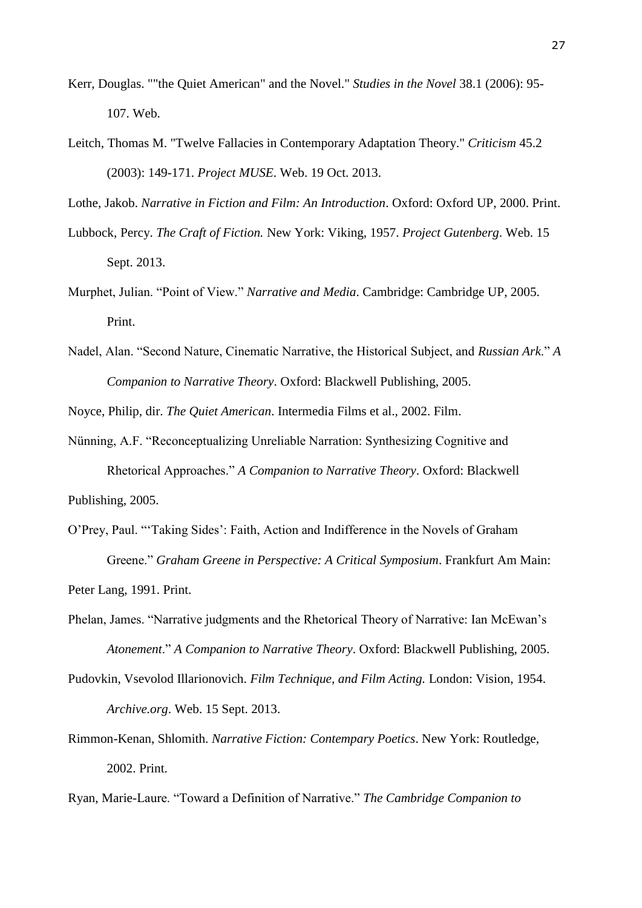Kerr, Douglas. ""the Quiet American" and the Novel." *Studies in the Novel* 38.1 (2006): 95-107. Web.

Leitch, Thomas M. "Twelve Fallacies in Contemporary Adaptation Theory." *Criticism* 45.2 (2003): 149-171. *Project MUSE*. Web. 19 Oct. 2013.

Lothe, Jakob. *Narrative in Fiction and Film: An Introduction*. Oxford: Oxford UP, 2000. Print.

Lubbock, Percy. *The Craft of Fiction.* New York: Viking, 1957. *Project Gutenberg*. Web. 15 Sept. 2013.

Murphet, Julian. "Point of View." *Narrative and Media*. Cambridge: Cambridge UP, 2005. Print.

Nadel, Alan. "Second Nature, Cinematic Narrative, the Historical Subject, and *Russian Ark*." *A Companion to Narrative Theory*. Oxford: Blackwell Publishing, 2005.

Noyce, Philip, dir. *The Quiet American*. Intermedia Films et al., 2002. Film.

Nünning, A.F. "Reconceptualizing Unreliable Narration: Synthesizing Cognitive and Rhetorical Approaches." *A Companion to Narrative Theory*. Oxford: Blackwell Publishing, 2005.

O'Prey, Paul. "'Taking Sides': Faith, Action and Indifference in the Novels of Graham Greene." *Graham Greene in Perspective: A Critical Symposium*. Frankfurt Am Main: Peter Lang, 1991. Print.

Phelan, James. "Narrative judgments and the Rhetorical Theory of Narrative: Ian McEwan's *Atonement*." *A Companion to Narrative Theory*. Oxford: Blackwell Publishing, 2005.

Pudovkin, Vsevolod Illarionovich. *Film Technique, and Film Acting.* London: Vision, 1954. *Archive.org*. Web. 15 Sept. 2013.

Rimmon-Kenan, Shlomith. *Narrative Fiction: Contempary Poetics*. New York: Routledge, 2002. Print.

Ryan, Marie-Laure. "Toward a Definition of Narrative." *The Cambridge Companion to*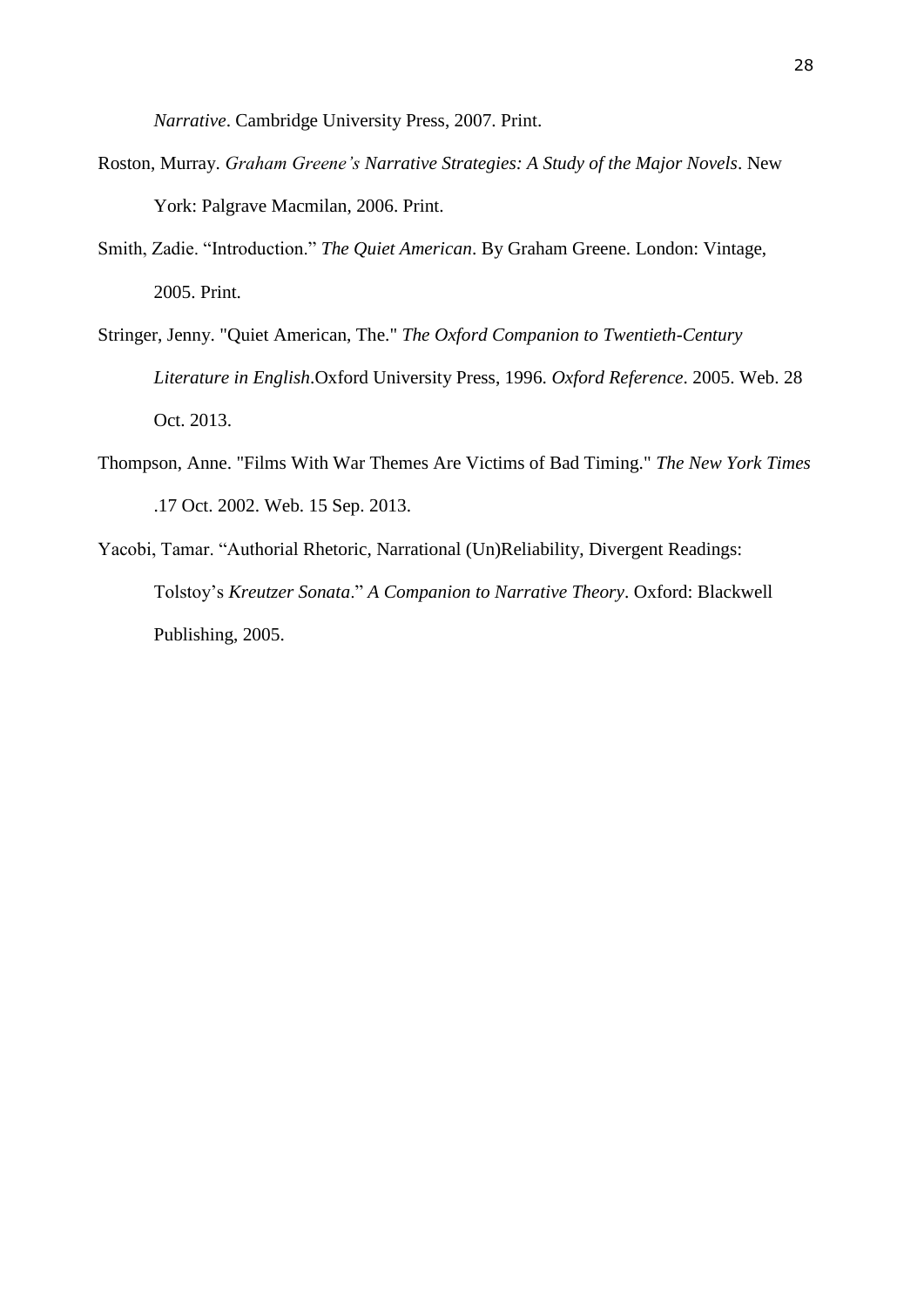*Narrative*. Cambridge University Press, 2007. Print.

Roston, Murray. *Graham Greene's Narrative Strategies: A Study of the Major Novels*. New York: Palgrave Macmilan, 2006. Print.

Smith, Zadie. "Introduction." *The Quiet American*. By Graham Greene. London: Vintage, 2005. Print.

Stringer, Jenny. "Quiet American, The." *The Oxford Companion to Twentieth-Century Literature in English*.Oxford University Press, 1996. *Oxford Reference*. 2005. Web. 28 Oct. 2013.

Thompson, Anne. "Films With War Themes Are Victims of Bad Timing." *The New York Times* .17 Oct. 2002. Web. 15 Sep. 2013.

Yacobi, Tamar. "Authorial Rhetoric, Narrational (Un)Reliability, Divergent Readings: Tolstoy's *Kreutzer Sonata*." *A Companion to Narrative Theory*. Oxford: Blackwell Publishing, 2005.